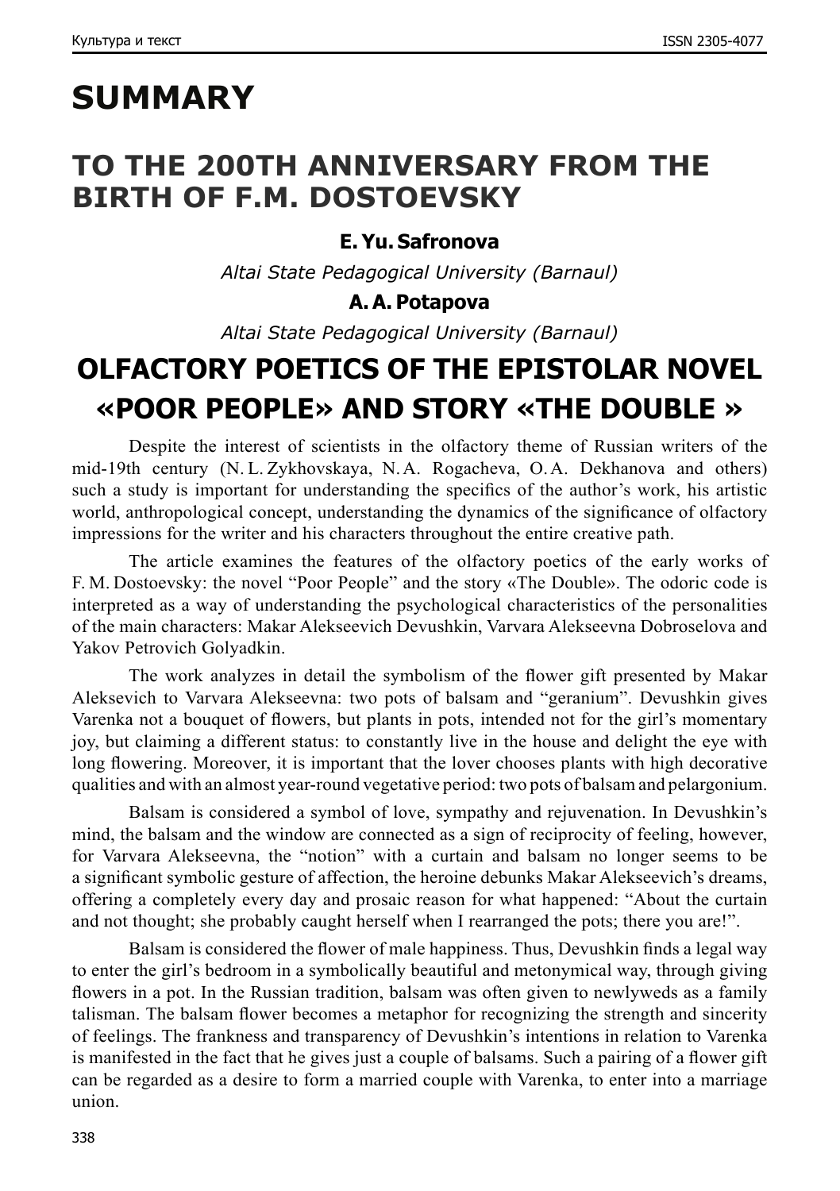# SUMMARY

## TO THE 200TH ANNIVERSARY FROM THE BIRTH OF F.M. DOSTOEVSKY

**E. Yu. Safronova**

*Altai State Pedagogical University (Barnaul)*

**A. A. Potapova**

*Altai State Pedagogical University (Barnaul)*

## OLFACTORY POETICS OF THE EPISTOLAR NOVEL «POOR PEOPLE» AND STORY «THE DOUBLE »

Despite the interest of scientists in the olfactory theme of Russian writers of the mid-19th century (N. L. Zykhovskaya, N. A. Rogacheva, O. A. Dekhanova and others) such a study is important for understanding the specifics of the author's work, his artistic world, anthropological concept, understanding the dynamics of the significance of olfactory impressions for the writer and his characters throughout the entire creative path.

The article examines the features of the olfactory poetics of the early works of F. M. Dostoevsky: the novel "Poor People" and the story «The Double». The odoric code is interpreted as a way of understanding the psychological characteristics of the personalities of the main characters: Makar Alekseevich Devushkin, Varvara Alekseevna Dobroselova and Yakov Petrovich Golyadkin.

The work analyzes in detail the symbolism of the flower gift presented by Makar Aleksevich to Varvara Alekseevna: two pots of balsam and "geranium". Devushkin gives Varenka not a bouquet of flowers, but plants in pots, intended not for the girl's momentary joy, but claiming a different status: to constantly live in the house and delight the eye with long flowering. Moreover, it is important that the lover chooses plants with high decorative qualities and with an almost year-round vegetative period: two pots of balsam and pelargonium.

Balsam is considered a symbol of love, sympathy and rejuvenation. In Devushkin's mind, the balsam and the window are connected as a sign of reciprocity of feeling, however, for Varvara Alekseevna, the "notion" with a curtain and balsam no longer seems to be a significant symbolic gesture of affection, the heroine debunks Makar Alekseevich's dreams, offering a completely every day and prosaic reason for what happened: "About the curtain and not thought; she probably caught herself when I rearranged the pots; there you are!".

Balsam is considered the flower of male happiness. Thus, Devushkin finds a legal way to enter the girl's bedroom in a symbolically beautiful and metonymical way, through giving flowers in a pot. In the Russian tradition, balsam was often given to newlyweds as a family talisman. The balsam flower becomes a metaphor for recognizing the strength and sincerity of feelings. The frankness and transparency of Devushkin's intentions in relation to Varenka is manifested in the fact that he gives just a couple of balsams. Such a pairing of a flower gift can be regarded as a desire to form a married couple with Varenka, to enter into a marriage union.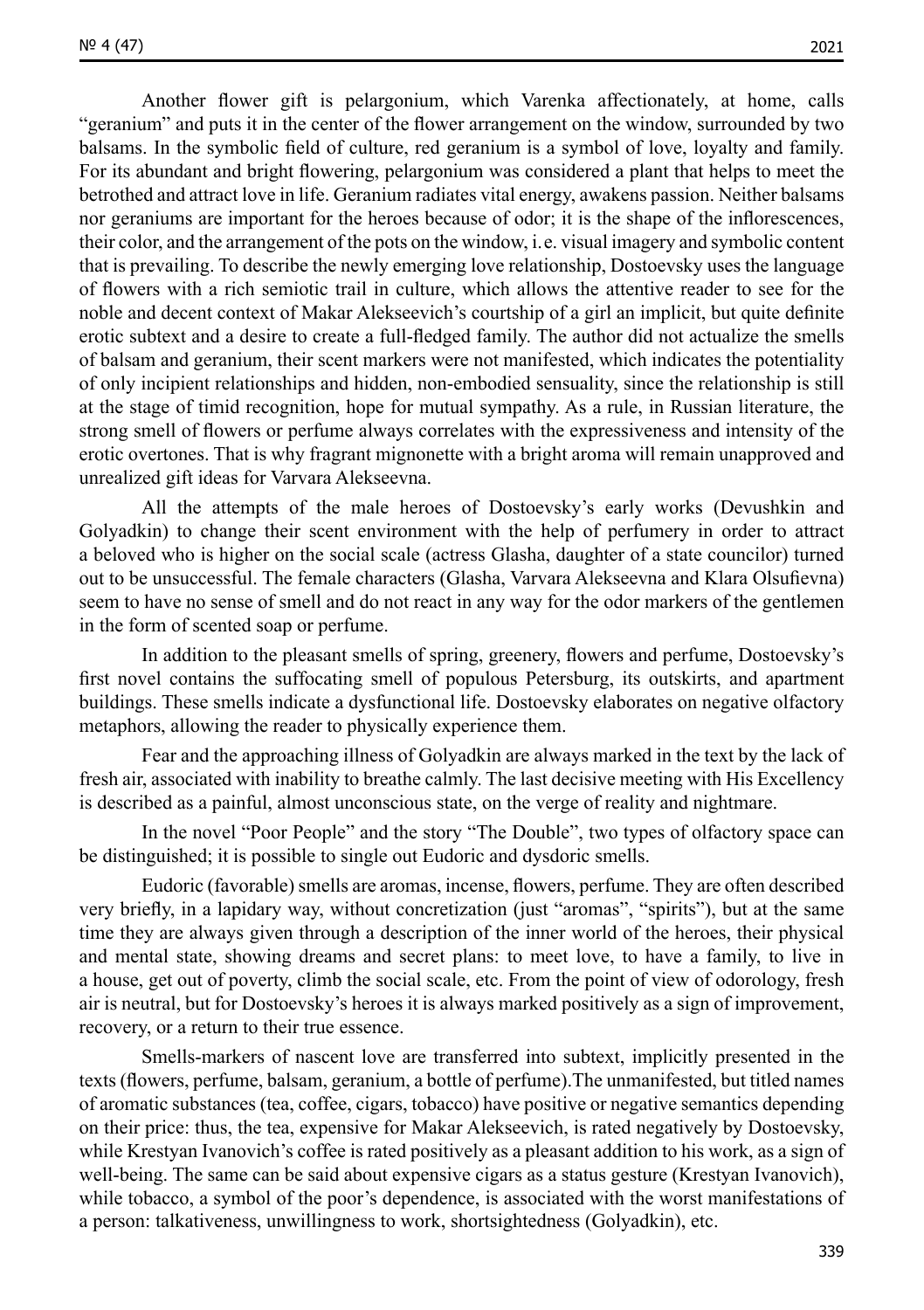Another flower gift is pelargonium, which Varenka affectionately, at home, calls "geranium" and puts it in the center of the flower arrangement on the window, surrounded by two balsams. In the symbolic field of culture, red geranium is a symbol of love, loyalty and family. For its abundant and bright flowering, pelargonium was considered a plant that helps to meet the betrothed and attract love in life. Geranium radiates vital energy, awakens passion. Neither balsams nor geraniums are important for the heroes because of odor; it is the shape of the inflorescences, their color, and the arrangement of the pots on the window, i.e. visual imagery and symbolic content that is prevailing. To describe the newly emerging love relationship, Dostoevsky uses the language of flowers with a rich semiotic trail in culture, which allows the attentive reader to see for the noble and decent context of Makar Alekseevich's courtship of a girl an implicit, but quite definite erotic subtext and a desire to create a full-fledged family. The author did not actualize the smells of balsam and geranium, their scent markers were not manifested, which indicates the potentiality of only incipient relationships and hidden, non-embodied sensuality, since the relationship is still at the stage of timid recognition, hope for mutual sympathy. As a rule, in Russian literature, the strong smell of flowers or perfume always correlates with the expressiveness and intensity of the erotic overtones. That is why fragrant mignonette with a bright aroma will remain unapproved and unrealized gift ideas for Varvara Alekseevna.

All the attempts of the male heroes of Dostoevsky's early works (Devushkin and Golyadkin) to change their scent environment with the help of perfumery in order to attract a beloved who is higher on the social scale (actress Glasha, daughter of a state councilor) turned out to be unsuccessful. The female characters (Glasha, Varvara Alekseevna and Klara Olsufievna) seem to have no sense of smell and do not react in any way for the odor markers of the gentlemen in the form of scented soap or perfume.

In addition to the pleasant smells of spring, greenery, flowers and perfume, Dostoevsky's first novel contains the suffocating smell of populous Petersburg, its outskirts, and apartment buildings. These smells indicate a dysfunctional life. Dostoevsky elaborates on negative olfactory metaphors, allowing the reader to physically experience them.

Fear and the approaching illness of Golyadkin are always marked in the text by the lack of fresh air, associated with inability to breathe calmly. The last decisive meeting with His Excellency is described as a painful, almost unconscious state, on the verge of reality and nightmare.

In the novel "Poor People" and the story "The Double", two types of olfactory space can be distinguished; it is possible to single out Eudoric and dysdoric smells.

Eudoric (favorable) smells are aromas, incense, flowers, perfume. They are often described very briefly, in a lapidary way, without concretization (just "aromas", "spirits"), but at the same time they are always given through a description of the inner world of the heroes, their physical and mental state, showing dreams and secret plans: to meet love, to have a family, to live in a house, get out of poverty, climb the social scale, etc. From the point of view of odorology, fresh air is neutral, but for Dostoevsky's heroes it is always marked positively as a sign of improvement, recovery, or a return to their true essence.

Smells-markers of nascent love are transferred into subtext, implicitly presented in the texts (flowers, perfume, balsam, geranium, a bottle of perfume).The unmanifested, but titled names of aromatic substances (tea, coffee, cigars, tobacco) have positive or negative semantics depending on their price: thus, the tea, expensive for Makar Alekseevich, is rated negatively by Dostoevsky, while Krestyan Ivanovich's coffee is rated positively as a pleasant addition to his work, as a sign of well-being. The same can be said about expensive cigars as a status gesture (Krestyan Ivanovich), while tobacco, a symbol of the poor's dependence, is associated with the worst manifestations of a person: talkativeness, unwillingness to work, shortsightedness (Golyadkin), etc.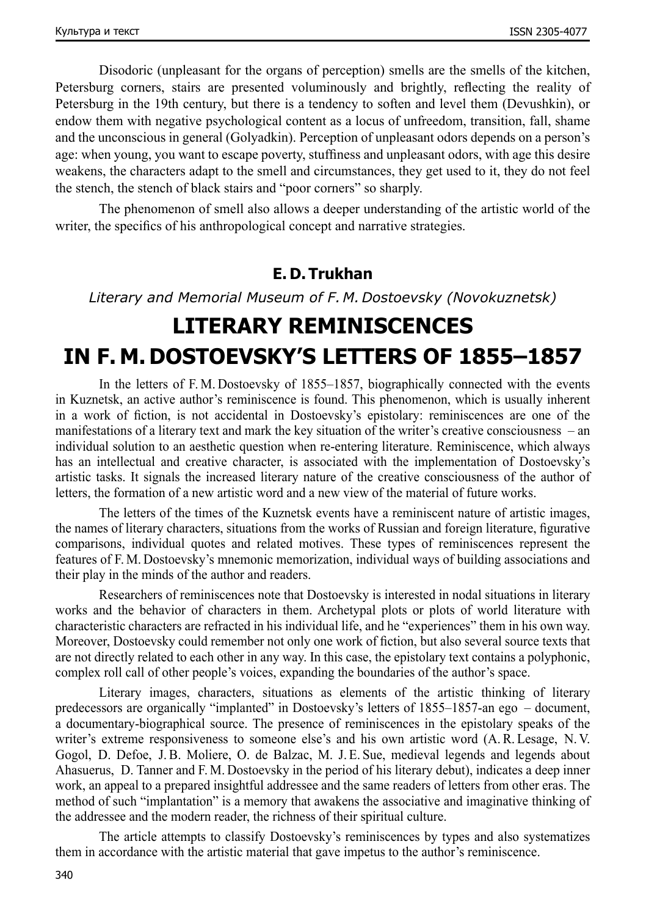Disodoric (unpleasant for the organs of perception) smells are the smells of the kitchen, Petersburg corners, stairs are presented voluminously and brightly, reflecting the reality of Petersburg in the 19th century, but there is a tendency to soften and level them (Devushkin), or endow them with negative psychological content as a locus of unfreedom, transition, fall, shame and the unconscious in general (Golyadkin). Perception of unpleasant odors depends on a person's age: when young, you want to escape poverty, stuffiness and unpleasant odors, with age this desire weakens, the characters adapt to the smell and circumstances, they get used to it, they do not feel the stench, the stench of black stairs and "poor corners" so sharply.

The phenomenon of smell also allows a deeper understanding of the artistic world of the writer, the specifics of his anthropological concept and narrative strategies.

**E. D. Trukhan**

*Literary and Memorial Museum of F. M. Dostoevsky (Novokuznetsk)*

# LITERARY REMINISCENCES IN F. M. DOSTOEVSKY'S LETTERS OF 1855–1857

In the letters of F. M. Dostoevsky of 1855–1857, biographically connected with the events in Kuznetsk, an active author's reminiscence is found. This phenomenon, which is usually inherent in a work of fiction, is not accidental in Dostoevsky's epistolary: reminiscences are one of the manifestations of a literary text and mark the key situation of the writer's creative consciousness – an individual solution to an aesthetic question when re-entering literature. Reminiscence, which always has an intellectual and creative character, is associated with the implementation of Dostoevsky's artistic tasks. It signals the increased literary nature of the creative consciousness of the author of letters, the formation of a new artistic word and a new view of the material of future works.

The letters of the times of the Kuznetsk events have a reminiscent nature of artistic images, the names of literary characters, situations from the works of Russian and foreign literature, figurative comparisons, individual quotes and related motives. These types of reminiscences represent the features of F. M. Dostoevsky's mnemonic memorization, individual ways of building associations and their play in the minds of the author and readers.

Researchers of reminiscences note that Dostoevsky is interested in nodal situations in literary works and the behavior of characters in them. Archetypal plots or plots of world literature with characteristic characters are refracted in his individual life, and he "experiences" them in his own way. Moreover, Dostoevsky could remember not only one work of fiction, but also several source texts that are not directly related to each other in any way. In this case, the epistolary text contains a polyphonic, complex roll call of other people's voices, expanding the boundaries of the author's space.

Literary images, characters, situations as elements of the artistic thinking of literary predecessors are organically "implanted" in Dostoevsky's letters of 1855–1857-an ego – document, a documentary-biographical source. The presence of reminiscences in the epistolary speaks of the writer's extreme responsiveness to someone else's and his own artistic word (A. R. Lesage, N. V. Gogol, D. Defoe, J. B. Moliere, O. de Balzac, M. J. E. Sue, medieval legends and legends about Ahasuerus, D. Tanner and F. M. Dostoevsky in the period of his literary debut), indicates a deep inner work, an appeal to a prepared insightful addressee and the same readers of letters from other eras. The method of such "implantation" is a memory that awakens the associative and imaginative thinking of the addressee and the modern reader, the richness of their spiritual culture.

The article attempts to classify Dostoevsky's reminiscences by types and also systematizes them in accordance with the artistic material that gave impetus to the author's reminiscence.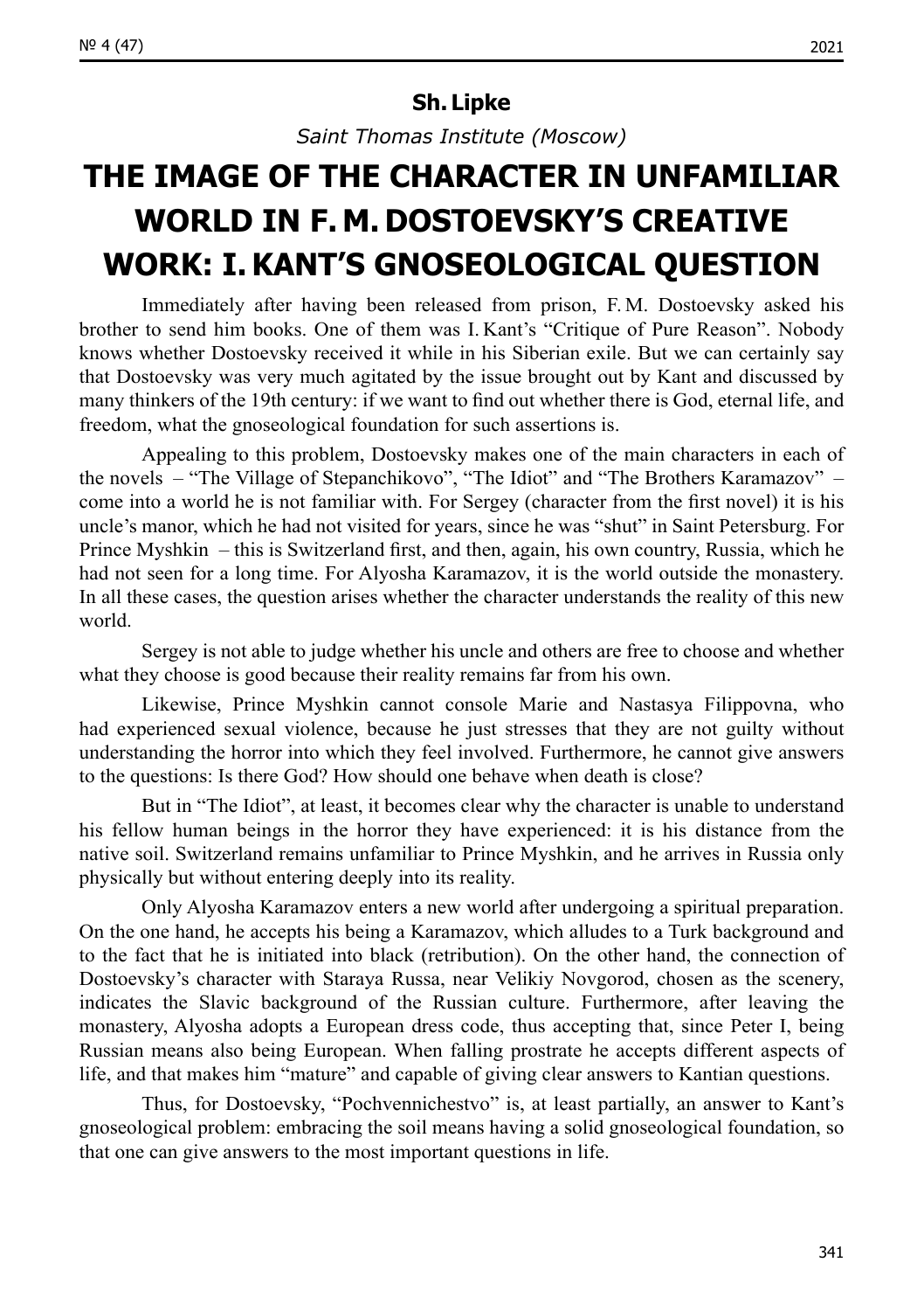**Sh. Lipke**

*Saint Thomas Institute (Moscow)*

# THE IMAGE OF THE CHARACTER IN UNFAMILIAR WORLD IN F. M. DOSTOEVSKY'S CREATIVE WORK: I. KANT'S GNOSEOLOGICAL QUESTION

Immediately after having been released from prison, F. M. Dostoevsky asked his brother to send him books. One of them was I. Kant's "Critique of Pure Reason". Nobody knows whether Dostoevsky received it while in his Siberian exile. But we can certainly say that Dostoevsky was very much agitated by the issue brought out by Kant and discussed by many thinkers of the 19th century: if we want to find out whether there is God, eternal life, and freedom, what the gnoseological foundation for such assertions is.

Appealing to this problem, Dostoevsky makes one of the main characters in each of the novels – "The Village of Stepanchikovo", "The Idiot" and "The Brothers Karamazov" – come into a world he is not familiar with. For Sergey (character from the first novel) it is his uncle's manor, which he had not visited for years, since he was "shut" in Saint Petersburg. For Prince Myshkin – this is Switzerland first, and then, again, his own country, Russia, which he had not seen for a long time. For Alyosha Karamazov, it is the world outside the monastery. In all these cases, the question arises whether the character understands the reality of this new world.

Sergey is not able to judge whether his uncle and others are free to choose and whether what they choose is good because their reality remains far from his own.

Likewise, Prince Myshkin cannot console Marie and Nastasya Filippovna, who had experienced sexual violence, because he just stresses that they are not guilty without understanding the horror into which they feel involved. Furthermore, he cannot give answers to the questions: Is there God? How should one behave when death is close?

But in "The Idiot", at least, it becomes clear why the character is unable to understand his fellow human beings in the horror they have experienced: it is his distance from the native soil. Switzerland remains unfamiliar to Prince Myshkin, and he arrives in Russia only physically but without entering deeply into its reality.

Only Alyosha Karamazov enters a new world after undergoing a spiritual preparation. On the one hand, he accepts his being a Karamazov, which alludes to a Turk background and to the fact that he is initiated into black (retribution). On the other hand, the connection of Dostoevsky's character with Staraya Russa, near Velikiy Novgorod, chosen as the scenery, indicates the Slavic background of the Russian culture. Furthermore, after leaving the monastery, Alyosha adopts a European dress code, thus accepting that, since Peter I, being Russian means also being European. When falling prostrate he accepts different aspects of life, and that makes him "mature" and capable of giving clear answers to Kantian questions.

Thus, for Dostoevsky, "Pochvennichestvo" is, at least partially, an answer to Kant's gnoseological problem: embracing the soil means having a solid gnoseological foundation, so that one can give answers to the most important questions in life.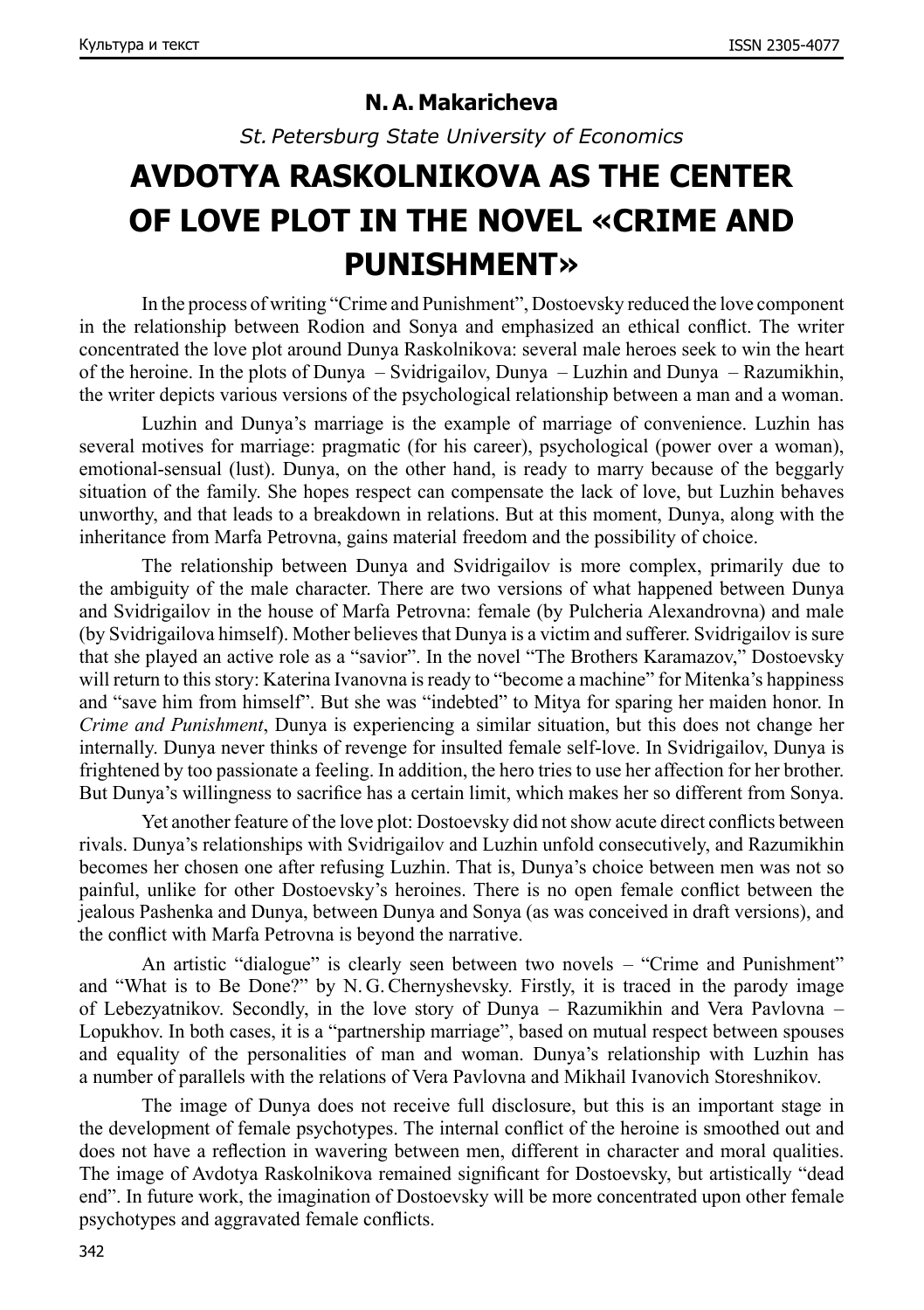**N. A. Makaricheva**

*St. Petersburg State University of Economics*

# AVDOTYA RASKOLNIKOVA AS THE CENTER OF LOVE PLOT IN THE NOVEL «CRIME AND PUNISHMENT»

In the process of writing "Crime and Punishment", Dostoevsky reduced the love component in the relationship between Rodion and Sonya and emphasized an ethical conflict. The writer concentrated the love plot around Dunya Raskolnikova: several male heroes seek to win the heart of the heroine. In the plots of Dunya – Svidrigailov, Dunya – Luzhin and Dunya – Razumikhin, the writer depicts various versions of the psychological relationship between a man and a woman.

Luzhin and Dunya's marriage is the example of marriage of convenience. Luzhin has several motives for marriage: pragmatic (for his career), psychological (power over a woman), emotional-sensual (lust). Dunya, on the other hand, is ready to marry because of the beggarly situation of the family. She hopes respect can compensate the lack of love, but Luzhin behaves unworthy, and that leads to a breakdown in relations. But at this moment, Dunya, along with the inheritance from Marfa Petrovna, gains material freedom and the possibility of choice.

The relationship between Dunya and Svidrigailov is more complex, primarily due to the ambiguity of the male character. There are two versions of what happened between Dunya and Svidrigailov in the house of Marfa Petrovna: female (by Pulcheria Alexandrovna) and male (by Svidrigailova himself). Mother believes that Dunya is a victim and sufferer. Svidrigailov is sure that she played an active role as a "savior". In the novel "The Brothers Karamazov," Dostoevsky will return to this story: Katerina Ivanovna is ready to "become a machine" for Mitenka's happiness and "save him from himself". But she was "indebted" to Mitya for sparing her maiden honor. In *Crime and Punishment*, Dunya is experiencing a similar situation, but this does not change her internally. Dunya never thinks of revenge for insulted female self-love. In Svidrigailov, Dunya is frightened by too passionate a feeling. In addition, the hero tries to use her affection for her brother. But Dunya's willingness to sacrifice has a certain limit, which makes her so different from Sonya.

Yet another feature of the love plot: Dostoevsky did not show acute direct conflicts between rivals. Dunya's relationships with Svidrigailov and Luzhin unfold consecutively, and Razumikhin becomes her chosen one after refusing Luzhin. That is, Dunya's choice between men was not so painful, unlike for other Dostoevsky's heroines. There is no open female conflict between the jealous Pashenka and Dunya, between Dunya and Sonya (as was conceived in draft versions), and the conflict with Marfa Petrovna is beyond the narrative.

An artistic "dialogue" is clearly seen between two novels – "Crime and Punishment" and "What is to Be Done?" by N. G. Chernyshevsky. Firstly, it is traced in the parody image of Lebezyatnikov. Secondly, in the love story of Dunya – Razumikhin and Vera Pavlovna – Lopukhov. In both cases, it is a "partnership marriage", based on mutual respect between spouses and equality of the personalities of man and woman. Dunya's relationship with Luzhin has a number of parallels with the relations of Vera Pavlovna and Mikhail Ivanovich Storeshnikov.

The image of Dunya does not receive full disclosure, but this is an important stage in the development of female psychotypes. The internal conflict of the heroine is smoothed out and does not have a reflection in wavering between men, different in character and moral qualities. The image of Avdotya Raskolnikova remained significant for Dostoevsky, but artistically "dead end". In future work, the imagination of Dostoevsky will be more concentrated upon other female psychotypes and aggravated female conflicts.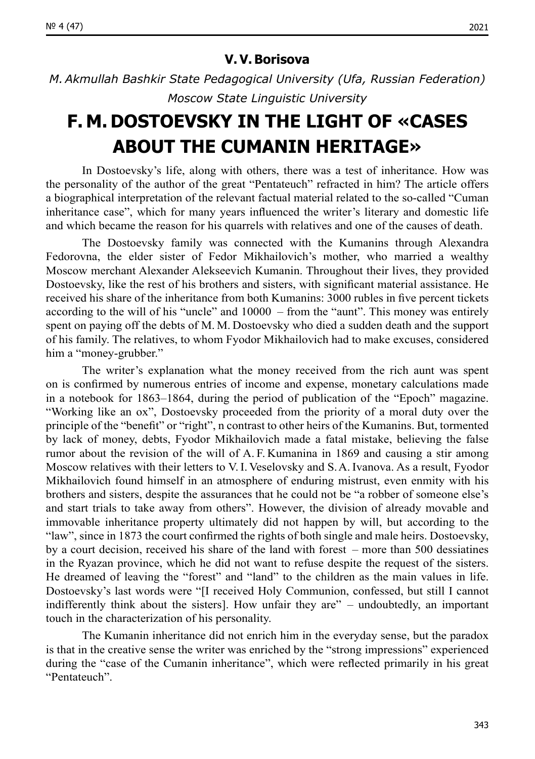**V. V. Borisova**

*M. Akmullah Bashkir State Pedagogical University (Ufa, Russian Federation)*

*Moscow State Linguistic University*

# F. M. DOSTOEVSKY IN THE LIGHT OF «CASES ABOUT THE CUMANIN HERITAGE»

In Dostoevsky's life, along with others, there was a test of inheritance. How was the personality of the author of the great "Pentateuch" refracted in him? The article offers a biographical interpretation of the relevant factual material related to the so-called "Cuman inheritance case", which for many years influenced the writer's literary and domestic life and which became the reason for his quarrels with relatives and one of the causes of death.

The Dostoevsky family was connected with the Kumanins through Alexandra Fedorovna, the elder sister of Fedor Mikhailovich's mother, who married a wealthy Moscow merchant Alexander Alekseevich Kumanin. Throughout their lives, they provided Dostoevsky, like the rest of his brothers and sisters, with significant material assistance. He received his share of the inheritance from both Kumanins: 3000 rubles in five percent tickets according to the will of his "uncle" and 10000 – from the "aunt". This money was entirely spent on paying off the debts of M. M. Dostoevsky who died a sudden death and the support of his family. The relatives, to whom Fyodor Mikhailovich had to make excuses, considered him a "money-grubber."

The writer's explanation what the money received from the rich aunt was spent on is confirmed by numerous entries of income and expense, monetary calculations made in a notebook for 1863–1864, during the period of publication of the "Epoch" magazine. "Working like an ox", Dostoevsky proceeded from the priority of a moral duty over the principle of the "benefit" or "right", n contrast to other heirs of the Kumanins. But, tormented by lack of money, debts, Fyodor Mikhailovich made a fatal mistake, believing the false rumor about the revision of the will of A. F. Kumanina in 1869 and causing a stir among Moscow relatives with their letters to V. I. Veselovsky and S. A. Ivanova. As a result, Fyodor Mikhailovich found himself in an atmosphere of enduring mistrust, even enmity with his brothers and sisters, despite the assurances that he could not be "a robber of someone else's and start trials to take away from others". However, the division of already movable and immovable inheritance property ultimately did not happen by will, but according to the "law", since in 1873 the court confirmed the rights of both single and male heirs. Dostoevsky, by a court decision, received his share of the land with forest – more than 500 dessiatines in the Ryazan province, which he did not want to refuse despite the request of the sisters. He dreamed of leaving the "forest" and "land" to the children as the main values in life. Dostoevsky's last words were "[I received Holy Communion, confessed, but still I cannot indifferently think about the sisters]. How unfair they are" – undoubtedly, an important touch in the characterization of his personality.

The Kumanin inheritance did not enrich him in the everyday sense, but the paradox is that in the creative sense the writer was enriched by the "strong impressions" experienced during the "case of the Cumanin inheritance", which were reflected primarily in his great "Pentateuch".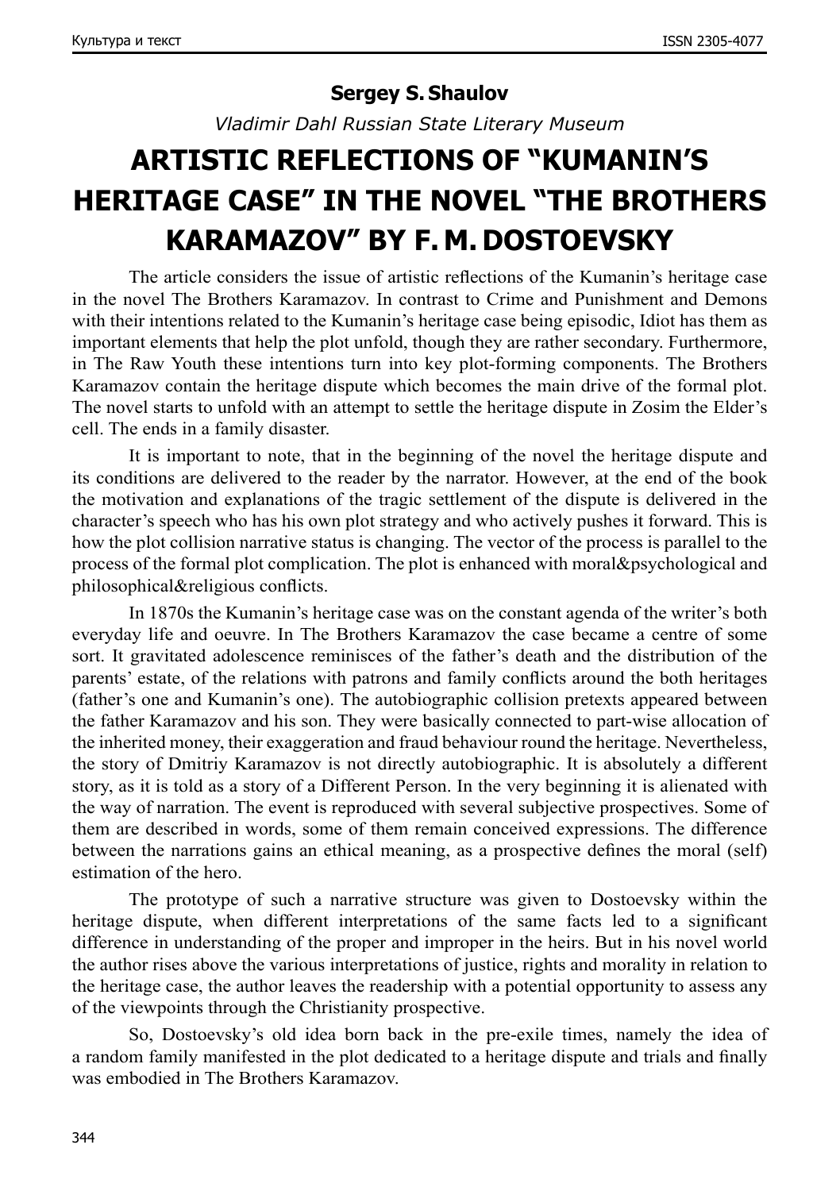**Sergey S. Shaulov**

*Vladimir Dahl Russian State Literary Museum*

# ARTISTIC REFLECTIONS OF "KUMANIN'S HERITAGE CASE" IN THE NOVEL "THE BROTHERS KARAMAZOV" BY F. M. DOSTOEVSKY

The article considers the issue of artistic reflections of the Kumanin's heritage case in the novel The Brothers Karamazov. In contrast to Crime and Punishment and Demons with their intentions related to the Kumanin's heritage case being episodic, Idiot has them as important elements that help the plot unfold, though they are rather secondary. Furthermore, in The Raw Youth these intentions turn into key plot-forming components. The Brothers Karamazov contain the heritage dispute which becomes the main drive of the formal plot. The novel starts to unfold with an attempt to settle the heritage dispute in Zosim the Elder's cell. The ends in a family disaster.

It is important to note, that in the beginning of the novel the heritage dispute and its conditions are delivered to the reader by the narrator. However, at the end of the book the motivation and explanations of the tragic settlement of the dispute is delivered in the character's speech who has his own plot strategy and who actively pushes it forward. This is how the plot collision narrative status is changing. The vector of the process is parallel to the process of the formal plot complication. The plot is enhanced with moral&psychological and philosophical&religious conflicts.

In 1870s the Kumanin's heritage case was on the constant agenda of the writer's both everyday life and oeuvre. In The Brothers Karamazov the case became a centre of some sort. It gravitated adolescence reminisces of the father's death and the distribution of the parents' estate, of the relations with patrons and family conflicts around the both heritages (father's one and Kumanin's one). The autobiographic collision pretexts appeared between the father Karamazov and his son. They were basically connected to part-wise allocation of the inherited money, their exaggeration and fraud behaviour round the heritage. Nevertheless, the story of Dmitriy Karamazov is not directly autobiographic. It is absolutely a different story, as it is told as a story of a Different Person. In the very beginning it is alienated with the way of narration. The event is reproduced with several subjective prospectives. Some of them are described in words, some of them remain conceived expressions. The difference between the narrations gains an ethical meaning, as a prospective defines the moral (self) estimation of the hero.

The prototype of such a narrative structure was given to Dostoevsky within the heritage dispute, when different interpretations of the same facts led to a significant difference in understanding of the proper and improper in the heirs. But in his novel world the author rises above the various interpretations of justice, rights and morality in relation to the heritage case, the author leaves the readership with a potential opportunity to assess any of the viewpoints through the Christianity prospective.

So, Dostoevsky's old idea born back in the pre-exile times, namely the idea of a random family manifested in the plot dedicated to a heritage dispute and trials and finally was embodied in The Brothers Karamazov.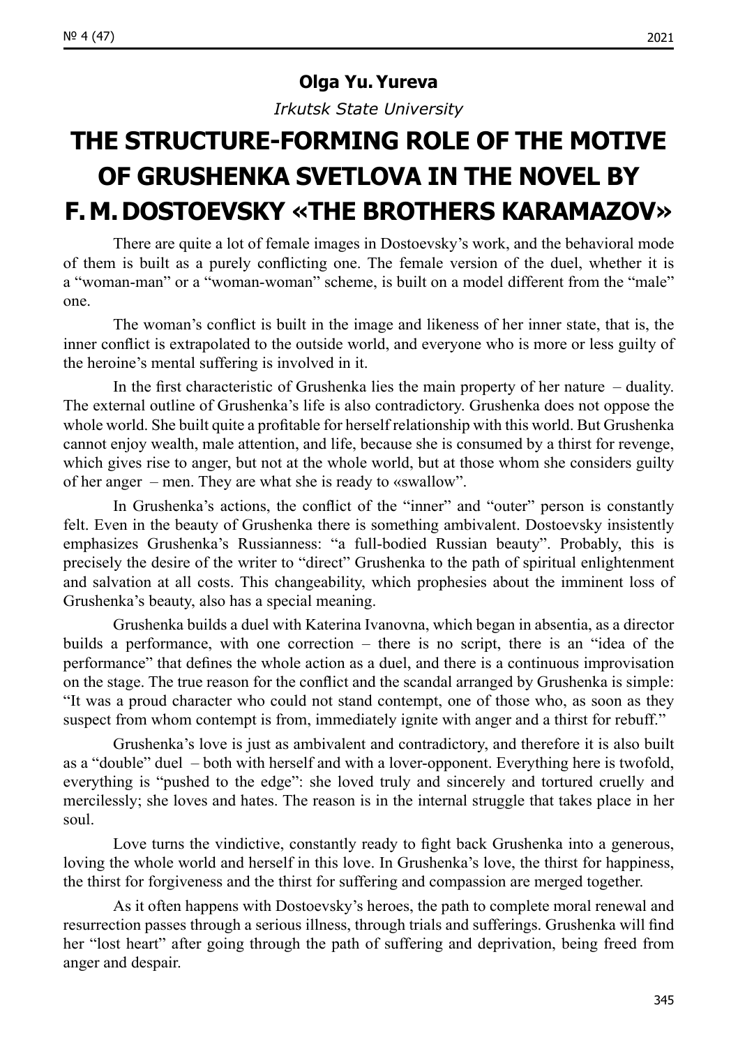**Olga Yu. Yureva**

*Irkutsk State University*

# THE STRUCTURE-FORMING ROLE OF THE MOTIVE OF GRUSHENKA SVETLOVA IN THE NOVEL BY F. M. DOSTOEVSKY «THE BROTHERS KARAMAZOV»

There are quite a lot of female images in Dostoevsky's work, and the behavioral mode of them is built as a purely conflicting one. The female version of the duel, whether it is a "woman-man" or a "woman-woman" scheme, is built on a model different from the "male" one.

The woman's conflict is built in the image and likeness of her inner state, that is, the inner conflict is extrapolated to the outside world, and everyone who is more or less guilty of the heroine's mental suffering is involved in it.

In the first characteristic of Grushenka lies the main property of her nature – duality. The external outline of Grushenka's life is also contradictory. Grushenka does not oppose the whole world. She built quite a profitable for herself relationship with this world. But Grushenka cannot enjoy wealth, male attention, and life, because she is consumed by a thirst for revenge, which gives rise to anger, but not at the whole world, but at those whom she considers guilty of her anger – men. They are what she is ready to «swallow".

In Grushenka's actions, the conflict of the "inner" and "outer" person is constantly felt. Even in the beauty of Grushenka there is something ambivalent. Dostoevsky insistently emphasizes Grushenka's Russianness: "a full-bodied Russian beauty". Probably, this is precisely the desire of the writer to "direct" Grushenka to the path of spiritual enlightenment and salvation at all costs. This changeability, which prophesies about the imminent loss of Grushenka's beauty, also has a special meaning.

Grushenka builds a duel with Katerina Ivanovna, which began in absentia, as a director builds a performance, with one correction – there is no script, there is an "idea of the performance" that defines the whole action as a duel, and there is a continuous improvisation on the stage. The true reason for the conflict and the scandal arranged by Grushenka is simple: "It was a proud character who could not stand contempt, one of those who, as soon as they suspect from whom contempt is from, immediately ignite with anger and a thirst for rebuff."

Grushenka's love is just as ambivalent and contradictory, and therefore it is also built as a "double" duel – both with herself and with a lover-opponent. Everything here is twofold, everything is "pushed to the edge": she loved truly and sincerely and tortured cruelly and mercilessly; she loves and hates. The reason is in the internal struggle that takes place in her soul.

Love turns the vindictive, constantly ready to fight back Grushenka into a generous, loving the whole world and herself in this love. In Grushenka's love, the thirst for happiness, the thirst for forgiveness and the thirst for suffering and compassion are merged together.

As it often happens with Dostoevsky's heroes, the path to complete moral renewal and resurrection passes through a serious illness, through trials and sufferings. Grushenka will find her "lost heart" after going through the path of suffering and deprivation, being freed from anger and despair.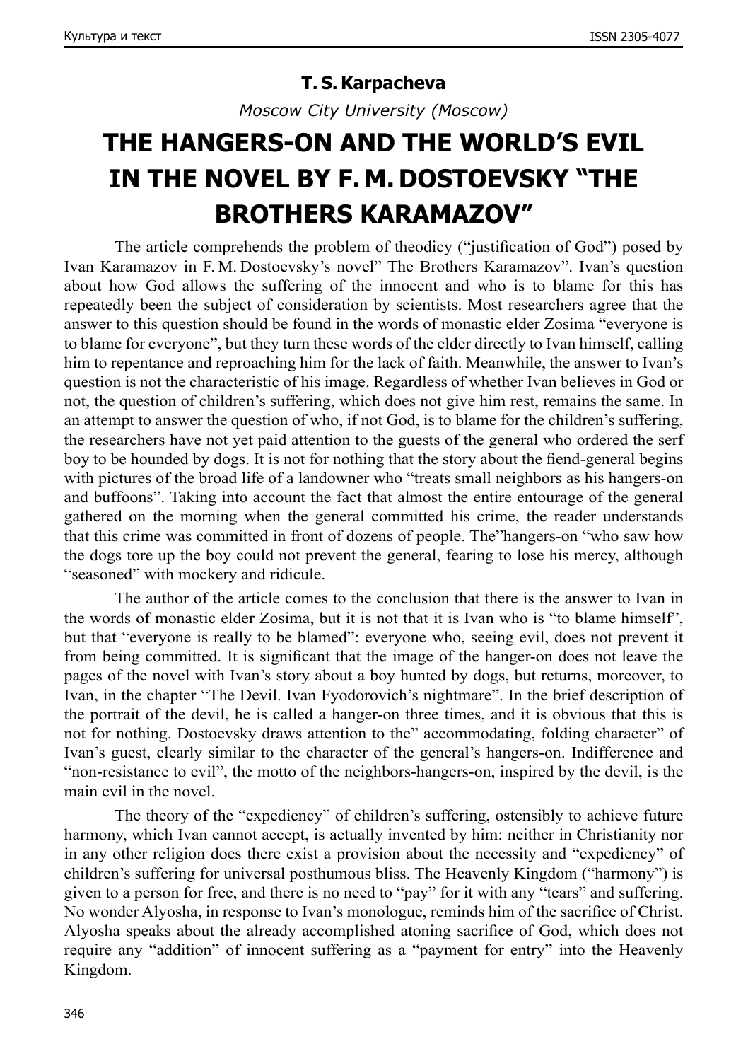**T. S. Karpacheva**

*Moscow City University (Moscow)*

# THE HANGERS-ON AND THE WORLD'S EVIL IN THE NOVEL BY F. M. DOSTOEVSKY "THE BROTHERS KARAMAZOV"

The article comprehends the problem of theodicy ("justification of God") posed by Ivan Karamazov in F. M. Dostoevsky's novel" The Brothers Karamazov". Ivan's question about how God allows the suffering of the innocent and who is to blame for this has repeatedly been the subject of consideration by scientists. Most researchers agree that the answer to this question should be found in the words of monastic elder Zosima "everyone is to blame for everyone", but they turn these words of the elder directly to Ivan himself, calling him to repentance and reproaching him for the lack of faith. Meanwhile, the answer to Ivan's question is not the characteristic of his image. Regardless of whether Ivan believes in God or not, the question of children's suffering, which does not give him rest, remains the same. In an attempt to answer the question of who, if not God, is to blame for the children's suffering, the researchers have not yet paid attention to the guests of the general who ordered the serf boy to be hounded by dogs. It is not for nothing that the story about the fiend-general begins with pictures of the broad life of a landowner who "treats small neighbors as his hangers-on and buffoons". Taking into account the fact that almost the entire entourage of the general gathered on the morning when the general committed his crime, the reader understands that this crime was committed in front of dozens of people. The"hangers-on "who saw how the dogs tore up the boy could not prevent the general, fearing to lose his mercy, although "seasoned" with mockery and ridicule.

The author of the article comes to the conclusion that there is the answer to Ivan in the words of monastic elder Zosima, but it is not that it is Ivan who is "to blame himself", but that "everyone is really to be blamed": everyone who, seeing evil, does not prevent it from being committed. It is significant that the image of the hanger-on does not leave the pages of the novel with Ivan's story about a boy hunted by dogs, but returns, moreover, to Ivan, in the chapter "The Devil. Ivan Fyodorovich's nightmare". In the brief description of the portrait of the devil, he is called a hanger-on three times, and it is obvious that this is not for nothing. Dostoevsky draws attention to the" accommodating, folding character" of Ivan's guest, clearly similar to the character of the general's hangers-on. Indifference and "non-resistance to evil", the motto of the neighbors-hangers-on, inspired by the devil, is the main evil in the novel.

The theory of the "expediency" of children's suffering, ostensibly to achieve future harmony, which Ivan cannot accept, is actually invented by him: neither in Christianity nor in any other religion does there exist a provision about the necessity and "expediency" of children's suffering for universal posthumous bliss. The Heavenly Kingdom ("harmony") is given to a person for free, and there is no need to "pay" for it with any "tears" and suffering. No wonder Alyosha, in response to Ivan's monologue, reminds him of the sacrifice of Christ. Alyosha speaks about the already accomplished atoning sacrifice of God, which does not require any "addition" of innocent suffering as a "payment for entry" into the Heavenly Kingdom.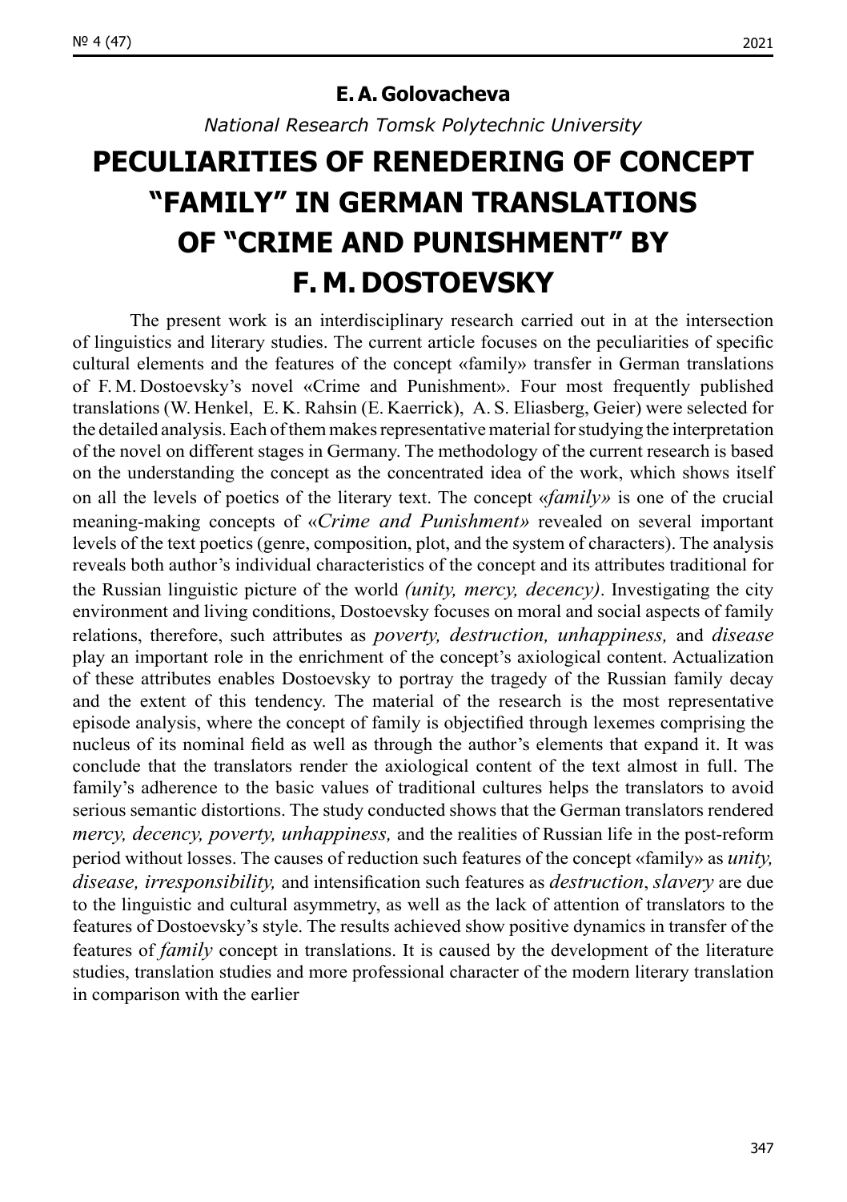**E. A. Golovacheva**

*National Research Tomsk Polytechnic University*

# PECULIARITIES OF RENEDERING OF CONCEPT "FAMILY" IN GERMAN TRANSLATIONS OF "CRIME AND PUNISHMENT" BY F. M. DOSTOEVSKY

The present work is an interdisciplinary research carried out in at the intersection of linguistics and literary studies. The current article focuses on the peculiarities of specific cultural elements and the features of the concept «family» transfer in German translations of F. M. Dostoevsky's novel «Crime and Punishment». Four most frequently published translations (W. Henkel, E. K. Rahsin (E. Kaerrick), A. S. Eliasberg, Geier) were selected for the detailed analysis. Each of them makes representative material for studying the interpretation of the novel on different stages in Germany. The methodology of the current research is based on the understanding the concept as the concentrated idea of the work, which shows itself on all the levels of poetics of the literary text. The concept *«family»* is one of the crucial meaning-making concepts of «*Crime and Punishment»* revealed on several important levels of the text poetics (genre, composition, plot, and the system of characters). The analysis reveals both author's individual characteristics of the concept and its attributes traditional for the Russian linguistic picture of the world *(unity, mercy, decency)*. Investigating the city environment and living conditions, Dostoevsky focuses on moral and social aspects of family relations, therefore, such attributes as *poverty, destruction, unhappiness,* and *disease* play an important role in the enrichment of the concept's axiological content. Actualization of these attributes enables Dostoevsky to portray the tragedy of the Russian family decay and the extent of this tendency. The material of the research is the most representative episode analysis, where the concept of family is objectified through lexemes comprising the nucleus of its nominal field as well as through the author's elements that expand it. It was conclude that the translators render the axiological content of the text almost in full. The family's adherence to the basic values of traditional cultures helps the translators to avoid serious semantic distortions. The study conducted shows that the German translators rendered *mercy, decency, poverty, unhappiness,* and the realities of Russian life in the post-reform period without losses. The causes of reduction such features of the concept «family» as *unity, disease, irresponsibility,* and intensification such features as *destruction*, *slavery* are due to the linguistic and cultural asymmetry, as well as the lack of attention of translators to the features of Dostoevsky's style. The results achieved show positive dynamics in transfer of the features of *family* concept in translations. It is caused by the development of the literature studies, translation studies and more professional character of the modern literary translation in comparison with the earlier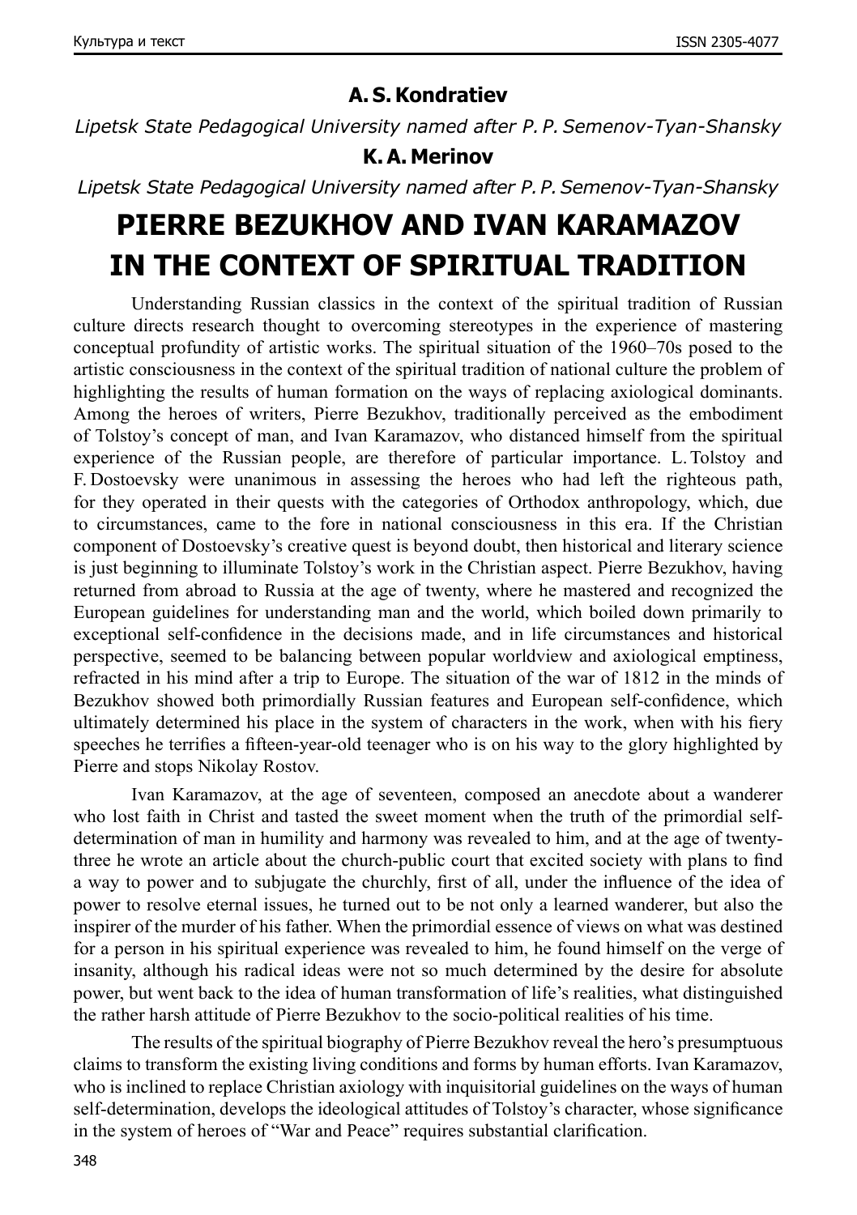**A. S. Kondratiev**

*Lipetsk State Pedagogical University named after P. P. Semenov-Tyan-Shansky*

**K. A. Merinov**

*Lipetsk State Pedagogical University named after P. P. Semenov-Tyan-Shansky*

# PIERRE BEZUKHOV AND IVAN KARAMAZOV IN THE CONTEXT OF SPIRITUAL TRADITION

Understanding Russian classics in the context of the spiritual tradition of Russian culture directs research thought to overcoming stereotypes in the experience of mastering conceptual profundity of artistic works. The spiritual situation of the 1960–70s posed to the artistic consciousness in the context of the spiritual tradition of national culture the problem of highlighting the results of human formation on the ways of replacing axiological dominants. Among the heroes of writers, Pierre Bezukhov, traditionally perceived as the embodiment of Tolstoy's concept of man, and Ivan Karamazov, who distanced himself from the spiritual experience of the Russian people, are therefore of particular importance. L. Tolstoy and F. Dostoevsky were unanimous in assessing the heroes who had left the righteous path, for they operated in their quests with the categories of Orthodox anthropology, which, due to circumstances, came to the fore in national consciousness in this era. If the Christian component of Dostoevsky's creative quest is beyond doubt, then historical and literary science is just beginning to illuminate Tolstoy's work in the Christian aspect. Pierre Bezukhov, having returned from abroad to Russia at the age of twenty, where he mastered and recognized the European guidelines for understanding man and the world, which boiled down primarily to exceptional self-confidence in the decisions made, and in life circumstances and historical perspective, seemed to be balancing between popular worldview and axiological emptiness, refracted in his mind after a trip to Europe. The situation of the war of 1812 in the minds of Bezukhov showed both primordially Russian features and European self-confidence, which ultimately determined his place in the system of characters in the work, when with his fiery speeches he terrifies a fifteen-year-old teenager who is on his way to the glory highlighted by Pierre and stops Nikolay Rostov.

Ivan Karamazov, at the age of seventeen, composed an anecdote about a wanderer who lost faith in Christ and tasted the sweet moment when the truth of the primordial self-determination of man in humility and harmony was revealed to him, and at the age of twenty-three he wrote an article about the church-public court that excited society with plans to find a way to power and to subjugate the churchly, first of all, under the influence of the idea of power to resolve eternal issues, he turned out to be not only a learned wanderer, but also the inspirer of the murder of his father. When the primordial essence of views on what was destined for a person in his spiritual experience was revealed to him, he found himself on the verge of insanity, although his radical ideas were not so much determined by the desire for absolute power, but went back to the idea of human transformation of life's realities, what distinguished the rather harsh attitude of Pierre Bezukhov to the socio-political realities of his time.

The results of the spiritual biography of Pierre Bezukhov reveal the hero's presumptuous claims to transform the existing living conditions and forms by human efforts. Ivan Karamazov, who is inclined to replace Christian axiology with inquisitorial guidelines on the ways of human self-determination, develops the ideological attitudes of Tolstoy's character, whose significance in the system of heroes of "War and Peace" requires substantial clarification.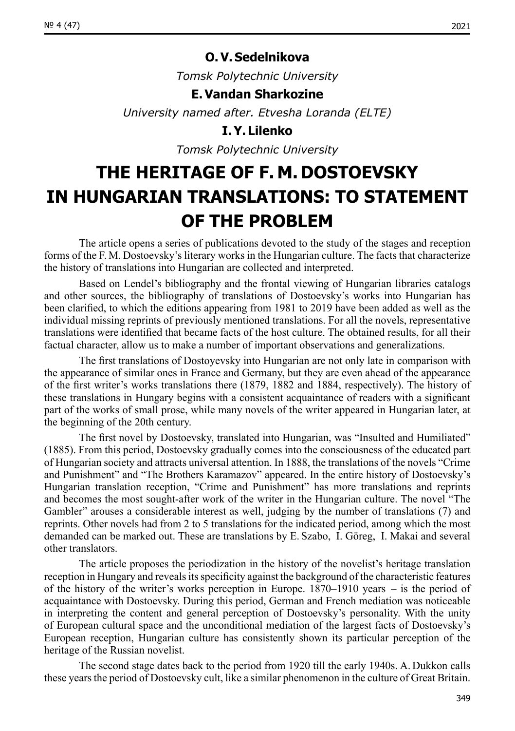**O. V. Sedelnikova**

*Tomsk Polytechnic University*

**E. Vandan Sharkozine**

*University named after. Etvesha Loranda (ELTE)*

**I. Y. Lilenko**

*Tomsk Polytechnic University*

# THE HERITAGE OF F. M. DOSTOEVSKY IN HUNGARIAN TRANSLATIONS: TO STATEMENT OF THE PROBLEM

The article opens a series of publications devoted to the study of the stages and reception forms of the F. M. Dostoevsky's literary works in the Hungarian culture. The facts that characterize the history of translations into Hungarian are collected and interpreted.

Based on Lendel's bibliography and the frontal viewing of Hungarian libraries catalogs and other sources, the bibliography of translations of Dostoevsky's works into Hungarian has been clarified, to which the editions appearing from 1981 to 2019 have been added as well as the individual missing reprints of previously mentioned translations. For all the novels, representative translations were identified that became facts of the host culture. The obtained results, for all their factual character, allow us to make a number of important observations and generalizations.

The first translations of Dostoyevsky into Hungarian are not only late in comparison with the appearance of similar ones in France and Germany, but they are even ahead of the appearance of the first writer's works translations there (1879, 1882 and 1884, respectively). The history of these translations in Hungary begins with a consistent acquaintance of readers with a significant part of the works of small prose, while many novels of the writer appeared in Hungarian later, at the beginning of the 20th century.

The first novel by Dostoevsky, translated into Hungarian, was "Insulted and Humiliated" (1885). From this period, Dostoevsky gradually comes into the consciousness of the educated part of Hungarian society and attracts universal attention. In 1888, the translations of the novels "Crime and Punishment" and "The Brothers Karamazov" appeared. In the entire history of Dostoevsky's Hungarian translation reception, "Crime and Punishment" has more translations and reprints and becomes the most sought-after work of the writer in the Hungarian culture. The novel "The Gambler" arouses a considerable interest as well, judging by the number of translations (7) and reprints. Other novels had from 2 to 5 translations for the indicated period, among which the most demanded can be marked out. These are translations by E. Szabo, I. Göreg, I. Makai and several other translators.

The article proposes the periodization in the history of the novelist's heritage translation reception in Hungary and reveals its specificity against the background of the characteristic features of the history of the writer's works perception in Europe. 1870–1910 years – is the period of acquaintance with Dostoevsky. During this period, German and French mediation was noticeable in interpreting the content and general perception of Dostoevsky's personality. With the unity of European cultural space and the unconditional mediation of the largest facts of Dostoevsky's European reception, Hungarian culture has consistently shown its particular perception of the heritage of the Russian novelist.

The second stage dates back to the period from 1920 till the early 1940s. A. Dukkon calls these years the period of Dostoevsky cult, like a similar phenomenon in the culture of Great Britain.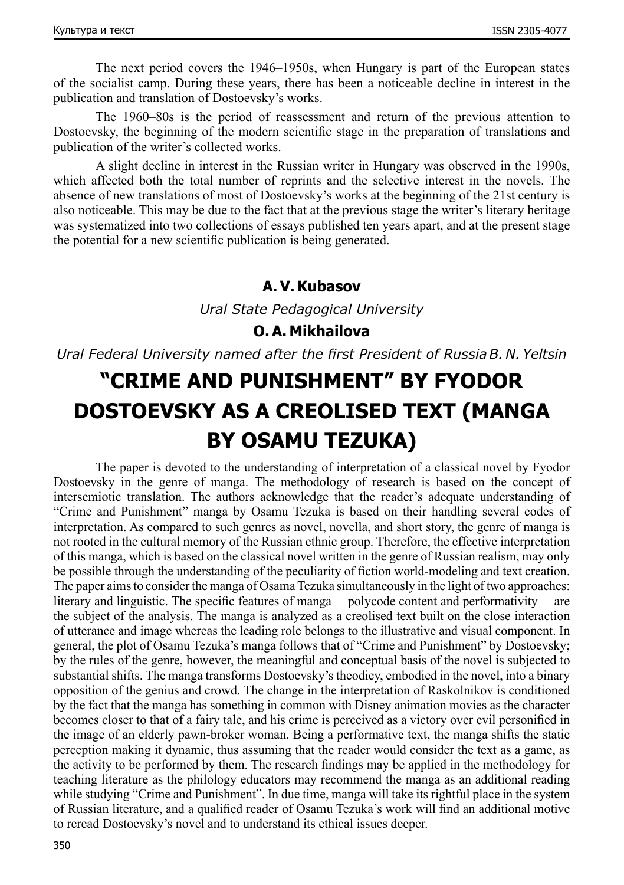The next period covers the 1946–1950s, when Hungary is part of the European states of the socialist camp. During these years, there has been a noticeable decline in interest in the publication and translation of Dostoevsky's works.

The 1960–80s is the period of reassessment and return of the previous attention to Dostoevsky, the beginning of the modern scientific stage in the preparation of translations and publication of the writer's collected works.

A slight decline in interest in the Russian writer in Hungary was observed in the 1990s, which affected both the total number of reprints and the selective interest in the novels. The absence of new translations of most of Dostoevsky's works at the beginning of the 21st century is also noticeable. This may be due to the fact that at the previous stage the writer's literary heritage was systematized into two collections of essays published ten years apart, and at the present stage the potential for a new scientific publication is being generated.

**A. V. Kubasov**

*Ural State Pedagogical University*

**O. A. Mikhailova**

*Ural Federal University named after the first President of Russia B. N. Yeltsin*

# "CRIME AND PUNISHMENT" BY FYODOR DOSTOEVSKY AS A CREOLISED TEXT (MANGA BY OSAMU TEZUKA)

The paper is devoted to the understanding of interpretation of a classical novel by Fyodor Dostoevsky in the genre of manga. The methodology of research is based on the concept of intersemiotic translation. The authors acknowledge that the reader's adequate understanding of "Crime and Punishment" manga by Osamu Tezuka is based on their handling several codes of interpretation. As compared to such genres as novel, novella, and short story, the genre of manga is not rooted in the cultural memory of the Russian ethnic group. Therefore, the effective interpretation of this manga, which is based on the classical novel written in the genre of Russian realism, may only be possible through the understanding of the peculiarity of fiction world-modeling and text creation. The paper aims to consider the manga of Osama Tezuka simultaneously in the light of two approaches: literary and linguistic. The specific features of manga – polycode content and performativity – are the subject of the analysis. The manga is analyzed as a creolised text built on the close interaction of utterance and image whereas the leading role belongs to the illustrative and visual component. In general, the plot of Osamu Tezuka's manga follows that of "Crime and Punishment" by Dostoevsky; by the rules of the genre, however, the meaningful and conceptual basis of the novel is subjected to substantial shifts. The manga transforms Dostoevsky's theodicy, embodied in the novel, into a binary opposition of the genius and crowd. The change in the interpretation of Raskolnikov is conditioned by the fact that the manga has something in common with Disney animation movies as the character becomes closer to that of a fairy tale, and his crime is perceived as a victory over evil personified in the image of an elderly pawn-broker woman. Being a performative text, the manga shifts the static perception making it dynamic, thus assuming that the reader would consider the text as a game, as the activity to be performed by them. The research findings may be applied in the methodology for teaching literature as the philology educators may recommend the manga as an additional reading while studying "Crime and Punishment". In due time, manga will take its rightful place in the system of Russian literature, and a qualified reader of Osamu Tezuka's work will find an additional motive to reread Dostoevsky's novel and to understand its ethical issues deeper.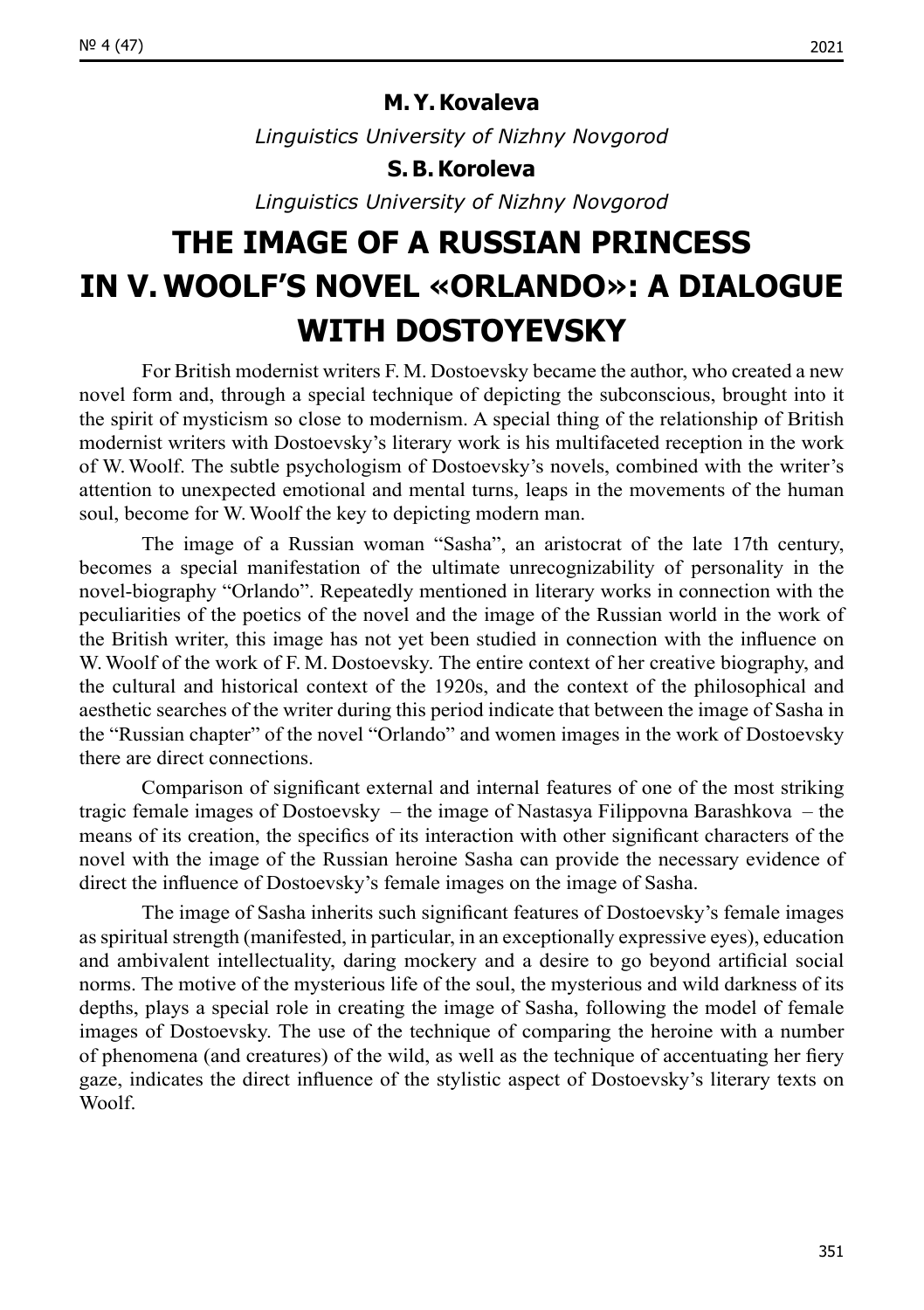**M. Y. Kovaleva**

*Linguistics University of Nizhny Novgorod*

**S. B. Koroleva**

*Linguistics University of Nizhny Novgorod*

# THE IMAGE OF A RUSSIAN PRINCESS IN V. WOOLF'S NOVEL «ORLANDO»: A DIALOGUE WITH DOSTOYEVSKY

For British modernist writers F. M. Dostoevsky became the author, who created a new novel form and, through a special technique of depicting the subconscious, brought into it the spirit of mysticism so close to modernism. A special thing of the relationship of British modernist writers with Dostoevsky's literary work is his multifaceted reception in the work of W. Woolf. The subtle psychologism of Dostoevsky's novels, combined with the writer's attention to unexpected emotional and mental turns, leaps in the movements of the human soul, become for W. Woolf the key to depicting modern man.

The image of a Russian woman "Sasha", an aristocrat of the late 17th century, becomes a special manifestation of the ultimate unrecognizability of personality in the novel-biography "Orlando". Repeatedly mentioned in literary works in connection with the peculiarities of the poetics of the novel and the image of the Russian world in the work of the British writer, this image has not yet been studied in connection with the influence on W. Woolf of the work of F. M. Dostoevsky. The entire context of her creative biography, and the cultural and historical context of the 1920s, and the context of the philosophical and aesthetic searches of the writer during this period indicate that between the image of Sasha in the "Russian chapter" of the novel "Orlando" and women images in the work of Dostoevsky there are direct connections.

Comparison of significant external and internal features of one of the most striking tragic female images of Dostoevsky – the image of Nastasya Filippovna Barashkova – the means of its creation, the specifics of its interaction with other significant characters of the novel with the image of the Russian heroine Sasha can provide the necessary evidence of direct the influence of Dostoevsky's female images on the image of Sasha.

The image of Sasha inherits such significant features of Dostoevsky's female images as spiritual strength (manifested, in particular, in an exceptionally expressive eyes), education and ambivalent intellectuality, daring mockery and a desire to go beyond artificial social norms. The motive of the mysterious life of the soul, the mysterious and wild darkness of its depths, plays a special role in creating the image of Sasha, following the model of female images of Dostoevsky. The use of the technique of comparing the heroine with a number of phenomena (and creatures) of the wild, as well as the technique of accentuating her fiery gaze, indicates the direct influence of the stylistic aspect of Dostoevsky's literary texts on Woolf.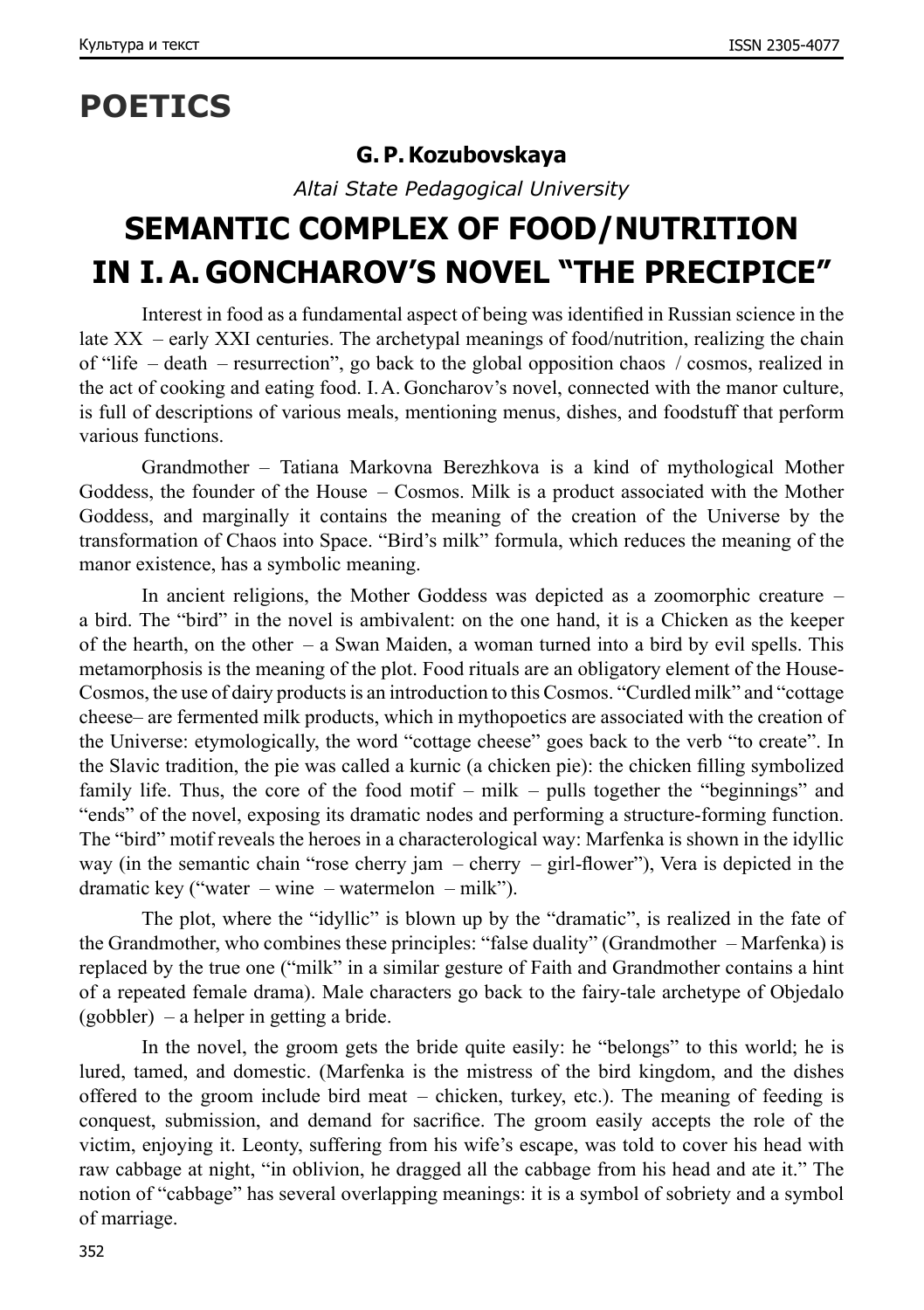# POETICS

**G. P. Kozubovskaya**

*Altai State Pedagogical University*

## SEMANTIC COMPLEX OF FOOD/NUTRITION IN I. A. GONCHAROV'S NOVEL "THE PRECIPICE"

Interest in food as a fundamental aspect of being was identified in Russian science in the late XX – early XXI centuries. The archetypal meanings of food/nutrition, realizing the chain of "life – death – resurrection", go back to the global opposition chaos / cosmos, realized in the act of cooking and eating food. I. A. Goncharov's novel, connected with the manor culture, is full of descriptions of various meals, mentioning menus, dishes, and foodstuff that perform various functions.

Grandmother – Tatiana Markovna Berezhkova is a kind of mythological Mother Goddess, the founder of the House – Cosmos. Milk is a product associated with the Mother Goddess, and marginally it contains the meaning of the creation of the Universe by the transformation of Chaos into Space. "Bird's milk" formula, which reduces the meaning of the manor existence, has a symbolic meaning.

In ancient religions, the Mother Goddess was depicted as a zoomorphic creature – a bird. The "bird" in the novel is ambivalent: on the one hand, it is a Chicken as the keeper of the hearth, on the other – a Swan Maiden, a woman turned into a bird by evil spells. This metamorphosis is the meaning of the plot. Food rituals are an obligatory element of the House-Cosmos, the use of dairy products is an introduction to this Cosmos. "Curdled milk" and "cottage cheese– are fermented milk products, which in mythopoetics are associated with the creation of the Universe: etymologically, the word "cottage cheese" goes back to the verb "to create". In the Slavic tradition, the pie was called a kurnic (a chicken pie): the chicken filling symbolized family life. Thus, the core of the food motif – milk – pulls together the "beginnings" and "ends" of the novel, exposing its dramatic nodes and performing a structure-forming function. The "bird" motif reveals the heroes in a characterological way: Marfenka is shown in the idyllic way (in the semantic chain "rose cherry jam – cherry – girl-flower"), Vera is depicted in the dramatic key ("water – wine – watermelon – milk").

The plot, where the "idyllic" is blown up by the "dramatic", is realized in the fate of the Grandmother, who combines these principles: "false duality" (Grandmother – Marfenka) is replaced by the true one ("milk" in a similar gesture of Faith and Grandmother contains a hint of a repeated female drama). Male characters go back to the fairy-tale archetype of Objedalo (gobbler) – a helper in getting a bride.

In the novel, the groom gets the bride quite easily: he "belongs" to this world; he is lured, tamed, and domestic. (Marfenka is the mistress of the bird kingdom, and the dishes offered to the groom include bird meat – chicken, turkey, etc.). The meaning of feeding is conquest, submission, and demand for sacrifice. The groom easily accepts the role of the victim, enjoying it. Leonty, suffering from his wife's escape, was told to cover his head with raw cabbage at night, "in oblivion, he dragged all the cabbage from his head and ate it." The notion of "cabbage" has several overlapping meanings: it is a symbol of sobriety and a symbol of marriage.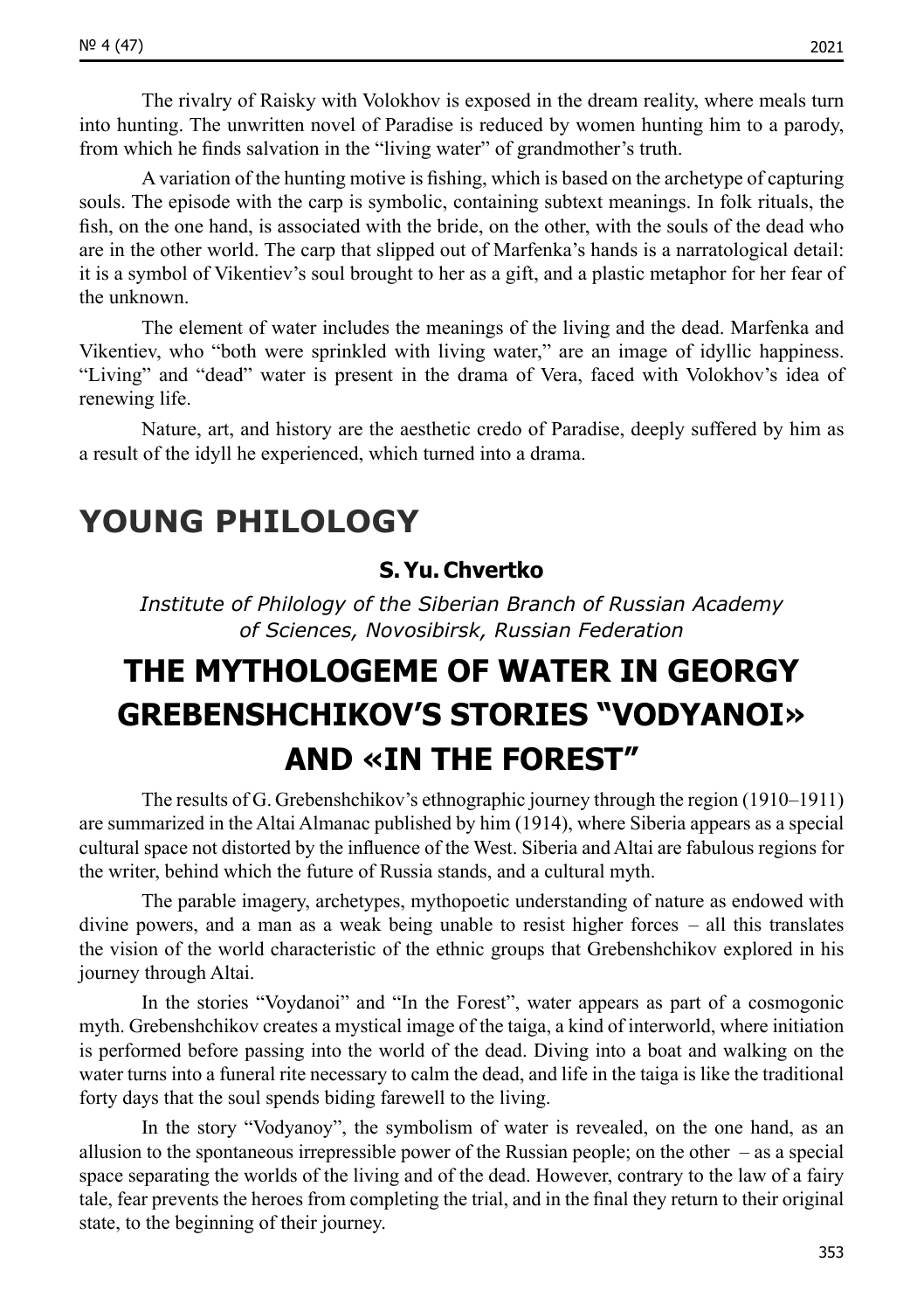The rivalry of Raisky with Volokhov is exposed in the dream reality, where meals turn into hunting. The unwritten novel of Paradise is reduced by women hunting him to a parody, from which he finds salvation in the "living water" of grandmother's truth.

A variation of the hunting motive is fishing, which is based on the archetype of capturing souls. The episode with the carp is symbolic, containing subtext meanings. In folk rituals, the fish, on the one hand, is associated with the bride, on the other, with the souls of the dead who are in the other world. The carp that slipped out of Marfenka's hands is a narratological detail: it is a symbol of Vikentiev's soul brought to her as a gift, and a plastic metaphor for her fear of the unknown.

The element of water includes the meanings of the living and the dead. Marfenka and Vikentiev, who "both were sprinkled with living water," are an image of idyllic happiness. "Living" and "dead" water is present in the drama of Vera, faced with Volokhov's idea of renewing life.

Nature, art, and history are the aesthetic credo of Paradise, deeply suffered by him as a result of the idyll he experienced, which turned into a drama.

# YOUNG PHILOLOGY

**S. Yu. Chvertko**

*Institute of Philology of the Siberian Branch of Russian Academy of Sciences, Novosibirsk, Russian Federation*

## THE MYTHOLOGEME OF WATER IN GEORGY GREBENSHCHIKOV'S STORIES "VODYANOI» AND «IN THE FOREST"

The results of G. Grebenshchikov's ethnographic journey through the region (1910–1911) are summarized in the Altai Almanac published by him (1914), where Siberia appears as a special cultural space not distorted by the influence of the West. Siberia and Altai are fabulous regions for the writer, behind which the future of Russia stands, and a cultural myth.

The parable imagery, archetypes, mythopoetic understanding of nature as endowed with divine powers, and a man as a weak being unable to resist higher forces – all this translates the vision of the world characteristic of the ethnic groups that Grebenshchikov explored in his journey through Altai.

In the stories "Voydanoi" and "In the Forest", water appears as part of a cosmogonic myth. Grebenshchikov creates a mystical image of the taiga, a kind of interworld, where initiation is performed before passing into the world of the dead. Diving into a boat and walking on the water turns into a funeral rite necessary to calm the dead, and life in the taiga is like the traditional forty days that the soul spends biding farewell to the living.

In the story "Vodyanoy", the symbolism of water is revealed, on the one hand, as an allusion to the spontaneous irrepressible power of the Russian people; on the other – as a special space separating the worlds of the living and of the dead. However, contrary to the law of a fairy tale, fear prevents the heroes from completing the trial, and in the final they return to their original state, to the beginning of their journey.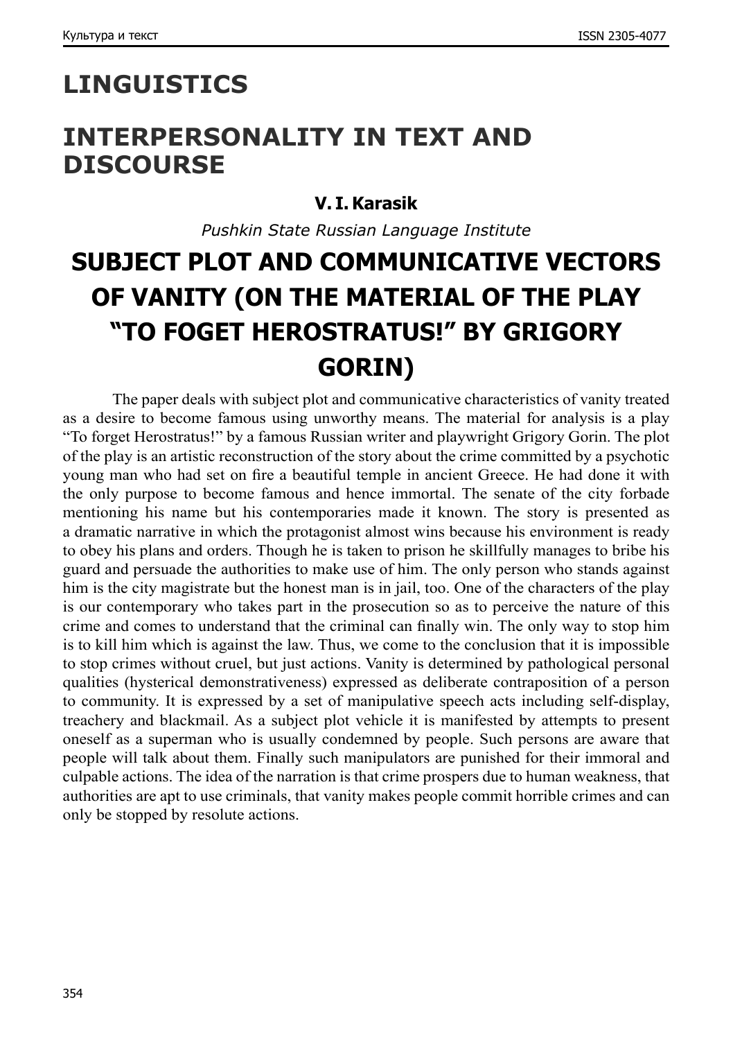# LINGUISTICS

# INTERPERSONALITY IN TEXT AND DISCOURSE

**V. I. Karasik**

*Pushkin State Russian Language Institute*

## SUBJECT PLOT AND COMMUNICATIVE VECTORS OF VANITY (ON THE MATERIAL OF THE PLAY "TO FOGET HEROSTRATUS!" BY GRIGORY GORIN)

The paper deals with subject plot and communicative characteristics of vanity treated as a desire to become famous using unworthy means. The material for analysis is a play "To forget Herostratus!" by a famous Russian writer and playwright Grigory Gorin. The plot of the play is an artistic reconstruction of the story about the crime committed by a psychotic young man who had set on fire a beautiful temple in ancient Greece. He had done it with the only purpose to become famous and hence immortal. The senate of the city forbade mentioning his name but his contemporaries made it known. The story is presented as a dramatic narrative in which the protagonist almost wins because his environment is ready to obey his plans and orders. Though he is taken to prison he skillfully manages to bribe his guard and persuade the authorities to make use of him. The only person who stands against him is the city magistrate but the honest man is in jail, too. One of the characters of the play is our contemporary who takes part in the prosecution so as to perceive the nature of this crime and comes to understand that the criminal can finally win. The only way to stop him is to kill him which is against the law. Thus, we come to the conclusion that it is impossible to stop crimes without cruel, but just actions. Vanity is determined by pathological personal qualities (hysterical demonstrativeness) expressed as deliberate contraposition of a person to community. It is expressed by a set of manipulative speech acts including self-display, treachery and blackmail. As a subject plot vehicle it is manifested by attempts to present oneself as a superman who is usually condemned by people. Such persons are aware that people will talk about them. Finally such manipulators are punished for their immoral and culpable actions. The idea of the narration is that crime prospers due to human weakness, that authorities are apt to use criminals, that vanity makes people commit horrible crimes and can only be stopped by resolute actions.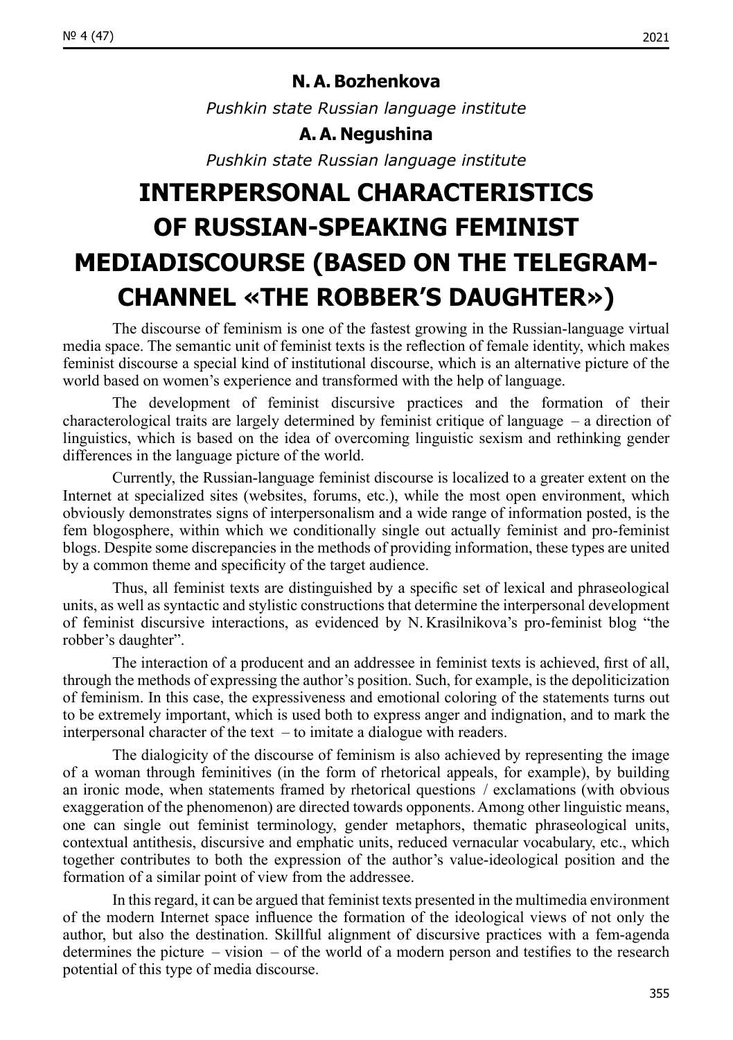**N. A. Bozhenkova**

*Pushkin state Russian language institute*

**A. A. Negushina**

*Pushkin state Russian language institute*

# INTERPERSONAL CHARACTERISTICS OF RUSSIAN-SPEAKING FEMINIST MEDIADISCOURSE (BASED ON THE TELEGRAM-CHANNEL «THE ROBBER'S DAUGHTER»)

The discourse of feminism is one of the fastest growing in the Russian-language virtual media space. The semantic unit of feminist texts is the reflection of female identity, which makes feminist discourse a special kind of institutional discourse, which is an alternative picture of the world based on women's experience and transformed with the help of language.

The development of feminist discursive practices and the formation of their characterological traits are largely determined by feminist critique of language – a direction of linguistics, which is based on the idea of overcoming linguistic sexism and rethinking gender differences in the language picture of the world.

Currently, the Russian-language feminist discourse is localized to a greater extent on the Internet at specialized sites (websites, forums, etc.), while the most open environment, which obviously demonstrates signs of interpersonalism and a wide range of information posted, is the fem blogosphere, within which we conditionally single out actually feminist and pro-feminist blogs. Despite some discrepancies in the methods of providing information, these types are united by a common theme and specificity of the target audience.

Thus, all feminist texts are distinguished by a specific set of lexical and phraseological units, as well as syntactic and stylistic constructions that determine the interpersonal development of feminist discursive interactions, as evidenced by N. Krasilnikova's pro-feminist blog "the robber's daughter".

The interaction of a producent and an addressee in feminist texts is achieved, first of all, through the methods of expressing the author's position. Such, for example, is the depoliticization of feminism. In this case, the expressiveness and emotional coloring of the statements turns out to be extremely important, which is used both to express anger and indignation, and to mark the interpersonal character of the text – to imitate a dialogue with readers.

The dialogicity of the discourse of feminism is also achieved by representing the image of a woman through feminitives (in the form of rhetorical appeals, for example), by building an ironic mode, when statements framed by rhetorical questions / exclamations (with obvious exaggeration of the phenomenon) are directed towards opponents. Among other linguistic means, one can single out feminist terminology, gender metaphors, thematic phraseological units, contextual antithesis, discursive and emphatic units, reduced vernacular vocabulary, etc., which together contributes to both the expression of the author's value-ideological position and the formation of a similar point of view from the addressee.

In this regard, it can be argued that feminist texts presented in the multimedia environment of the modern Internet space influence the formation of the ideological views of not only the author, but also the destination. Skillful alignment of discursive practices with a fem-agenda determines the picture – vision – of the world of a modern person and testifies to the research potential of this type of media discourse.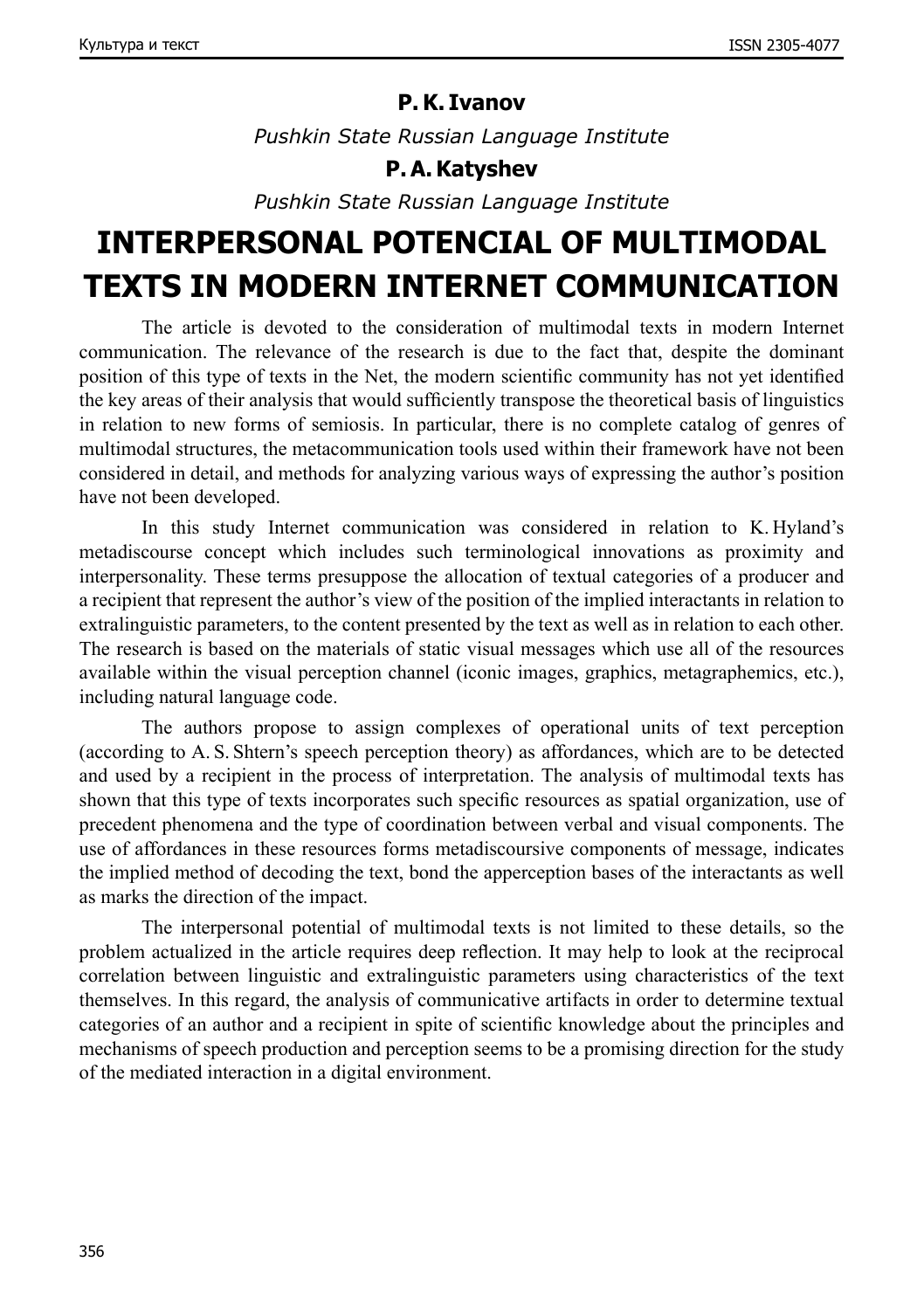**P. K. Ivanov**

*Pushkin State Russian Language Institute*

**P. A. Katyshev**

*Pushkin State Russian Language Institute*

# INTERPERSONAL POTENCIAL OF MULTIMODAL TEXTS IN MODERN INTERNET COMMUNICATION

The article is devoted to the consideration of multimodal texts in modern Internet communication. The relevance of the research is due to the fact that, despite the dominant position of this type of texts in the Net, the modern scientific community has not yet identified the key areas of their analysis that would sufficiently transpose the theoretical basis of linguistics in relation to new forms of semiosis. In particular, there is no complete catalog of genres of multimodal structures, the metacommunication tools used within their framework have not been considered in detail, and methods for analyzing various ways of expressing the author's position have not been developed.

In this study Internet communication was considered in relation to K. Hyland's metadiscourse concept which includes such terminological innovations as proximity and interpersonality. These terms presuppose the allocation of textual categories of a producer and a recipient that represent the author's view of the position of the implied interactants in relation to extralinguistic parameters, to the content presented by the text as well as in relation to each other. The research is based on the materials of static visual messages which use all of the resources available within the visual perception channel (iconic images, graphics, metagraphemics, etc.), including natural language code.

The authors propose to assign complexes of operational units of text perception (according to A. S. Shtern's speech perception theory) as affordances, which are to be detected and used by a recipient in the process of interpretation. The analysis of multimodal texts has shown that this type of texts incorporates such specific resources as spatial organization, use of precedent phenomena and the type of coordination between verbal and visual components. The use of affordances in these resources forms metadiscoursive components of message, indicates the implied method of decoding the text, bond the apperception bases of the interactants as well as marks the direction of the impact.

The interpersonal potential of multimodal texts is not limited to these details, so the problem actualized in the article requires deep reflection. It may help to look at the reciprocal correlation between linguistic and extralinguistic parameters using characteristics of the text themselves. In this regard, the analysis of communicative artifacts in order to determine textual categories of an author and a recipient in spite of scientific knowledge about the principles and mechanisms of speech production and perception seems to be a promising direction for the study of the mediated interaction in a digital environment.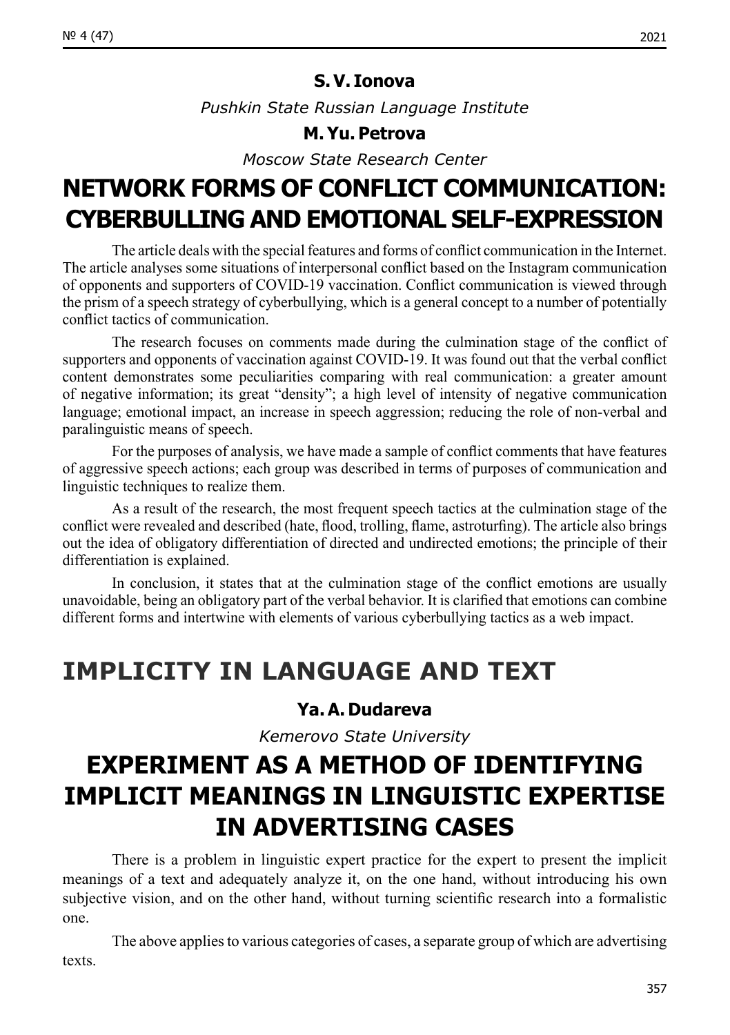**S. V. Ionova**

*Pushkin State Russian Language Institute*

**M. Yu. Petrova**

*Moscow State Research Center*

# NETWORK FORMS OF CONFLICT COMMUNICATION: CYBERBULLING AND EMOTIONAL SELF-EXPRESSION

The article deals with the special features and forms of conflict communication in the Internet. The article analyses some situations of interpersonal conflict based on the Instagram communication of opponents and supporters of COVID-19 vaccination. Conflict communication is viewed through the prism of a speech strategy of cyberbullying, which is a general concept to a number of potentially conflict tactics of communication.

The research focuses on comments made during the culmination stage of the conflict of supporters and opponents of vaccination against COVID-19. It was found out that the verbal conflict content demonstrates some peculiarities comparing with real communication: a greater amount of negative information; its great "density"; a high level of intensity of negative communication language; emotional impact, an increase in speech aggression; reducing the role of non-verbal and paralinguistic means of speech.

For the purposes of analysis, we have made a sample of conflict comments that have features of aggressive speech actions; each group was described in terms of purposes of communication and linguistic techniques to realize them.

As a result of the research, the most frequent speech tactics at the culmination stage of the conflict were revealed and described (hate, flood, trolling, flame, astroturfing). The article also brings out the idea of obligatory differentiation of directed and undirected emotions; the principle of their differentiation is explained.

In conclusion, it states that at the culmination stage of the conflict emotions are usually unavoidable, being an obligatory part of the verbal behavior. It is clarified that emotions can combine different forms and intertwine with elements of various cyberbullying tactics as a web impact.

# IMPLICITY IN LANGUAGE AND TEXT

**Ya. A. Dudareva**

*Kemerovo State University*

# EXPERIMENT AS A METHOD OF IDENTIFYING IMPLICIT MEANINGS IN LINGUISTIC EXPERTISE IN ADVERTISING CASES

There is a problem in linguistic expert practice for the expert to present the implicit meanings of a text and adequately analyze it, on the one hand, without introducing his own subjective vision, and on the other hand, without turning scientific research into a formalistic one.

The above applies to various categories of cases, a separate group of which are advertising texts.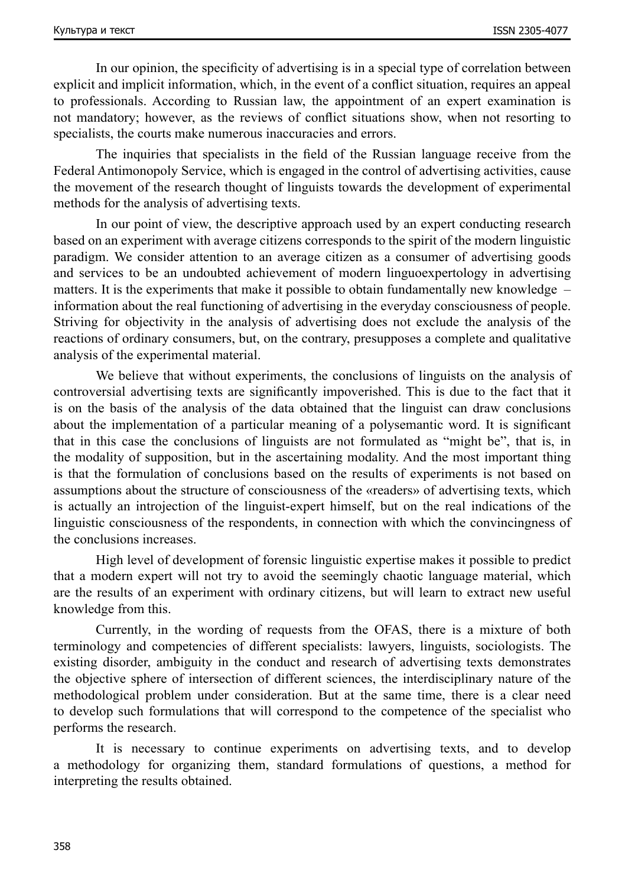In our opinion, the specificity of advertising is in a special type of correlation between explicit and implicit information, which, in the event of a conflict situation, requires an appeal to professionals. According to Russian law, the appointment of an expert examination is not mandatory; however, as the reviews of conflict situations show, when not resorting to specialists, the courts make numerous inaccuracies and errors.

The inquiries that specialists in the field of the Russian language receive from the Federal Antimonopoly Service, which is engaged in the control of advertising activities, cause the movement of the research thought of linguists towards the development of experimental methods for the analysis of advertising texts.

In our point of view, the descriptive approach used by an expert conducting research based on an experiment with average citizens corresponds to the spirit of the modern linguistic paradigm. We consider attention to an average citizen as a consumer of advertising goods and services to be an undoubted achievement of modern linguoexpertology in advertising matters. It is the experiments that make it possible to obtain fundamentally new knowledge – information about the real functioning of advertising in the everyday consciousness of people. Striving for objectivity in the analysis of advertising does not exclude the analysis of the reactions of ordinary consumers, but, on the contrary, presupposes a complete and qualitative analysis of the experimental material.

We believe that without experiments, the conclusions of linguists on the analysis of controversial advertising texts are significantly impoverished. This is due to the fact that it is on the basis of the analysis of the data obtained that the linguist can draw conclusions about the implementation of a particular meaning of a polysemantic word. It is significant that in this case the conclusions of linguists are not formulated as "might be", that is, in the modality of supposition, but in the ascertaining modality. And the most important thing is that the formulation of conclusions based on the results of experiments is not based on assumptions about the structure of consciousness of the «readers» of advertising texts, which is actually an introjection of the linguist-expert himself, but on the real indications of the linguistic consciousness of the respondents, in connection with which the convincingness of the conclusions increases.

High level of development of forensic linguistic expertise makes it possible to predict that a modern expert will not try to avoid the seemingly chaotic language material, which are the results of an experiment with ordinary citizens, but will learn to extract new useful knowledge from this.

Currently, in the wording of requests from the OFAS, there is a mixture of both terminology and competencies of different specialists: lawyers, linguists, sociologists. The existing disorder, ambiguity in the conduct and research of advertising texts demonstrates the objective sphere of intersection of different sciences, the interdisciplinary nature of the methodological problem under consideration. But at the same time, there is a clear need to develop such formulations that will correspond to the competence of the specialist who performs the research.

It is necessary to continue experiments on advertising texts, and to develop a methodology for organizing them, standard formulations of questions, a method for interpreting the results obtained.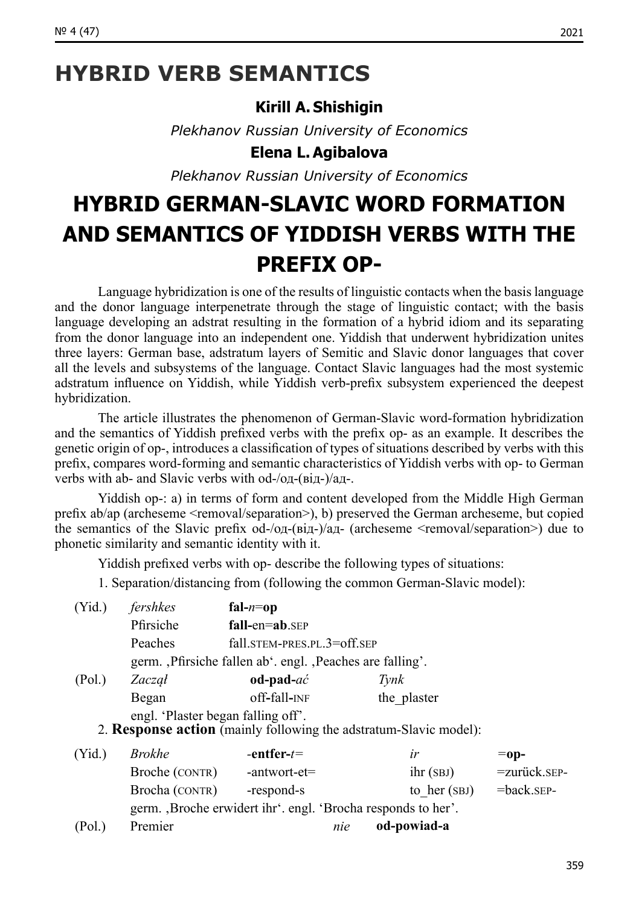# HYBRID VERB SEMANTICS

**Kirill A. Shishigin**

*Plekhanov Russian University of Economics*

**Elena L. Agibalova**

*Plekhanov Russian University of Economics*

# HYBRID GERMAN-SLAVIC WORD FORMATION AND SEMANTICS OF YIDDISH VERBS WITH THE PREFIX OP-

Language hybridization is one of the results of linguistic contacts when the basis language and the donor language interpenetrate through the stage of linguistic contact; with the basis language developing an adstrat resulting in the formation of a hybrid idiom and its separating from the donor language into an independent one. Yiddish that underwent hybridization unites three layers: German base, adstratum layers of Semitic and Slavic donor languages that cover all the levels and subsystems of the language. Contact Slavic languages had the most systemic adstratum influence on Yiddish, while Yiddish verb-prefix subsystem experienced the deepest hybridization.

The article illustrates the phenomenon of German-Slavic word-formation hybridization and the semantics of Yiddish prefixed verbs with the prefix op- as an example. It describes the genetic origin of op-, introduces a classification of types of situations described by verbs with this prefix, compares word-forming and semantic characteristics of Yiddish verbs with op- to German verbs with ab- and Slavic verbs with od-/од-(від-)/ад-.

Yiddish op-: a) in terms of form and content developed from the Middle High German prefix ab/ap (archeseme <removal/separation>), b) preserved the German archeseme, but copied the semantics of the Slavic prefix od-/од-(від-)/ад- (archeseme <removal/separation>) due to phonetic similarity and semantic identity with it.

Yiddish prefixed verbs with op- describe the following types of situations:

1. Separation/distancing from (following the common German-Slavic model):

| (Yid.) | *fershkes* | **fal-***n*=**op** | |
|---|---|---|---|
| | Pfirsiche | **fall-**en=**ab**.SEP | |
| | Peaches | fall.STEM-PRES.PL.3=off.SEP | |
| | germ. ‚Pfirsiche fallen ab'. engl. ‚Peaches are falling'. | | |
| (Pol.) | *Zaczął* | **od-pad-***ać* | *Tynk* |
| | Began | off-fall-INF | the_plaster |
| | engl. 'Plaster began falling off'. | | |

2. **Response action** (mainly following the adstratum-Slavic model):

| (Yid.) | *Brokhe* | -**entfer-***t*= | *ir* | =**op-** |
|---|---|---|---|---|
| | Broche (CONTR) | -antwort-et= | ihr (SBJ) | =zurück.SEP- |
| | Brocha (CONTR) | -respond-s | to_her (SBJ) | =back.SEP- |
| | germ. ‚Broche erwidert ihr'. engl. 'Brocha responds to her'. | | | |
| (Pol.) | Premier | *nie* | **od-powiad-a** | |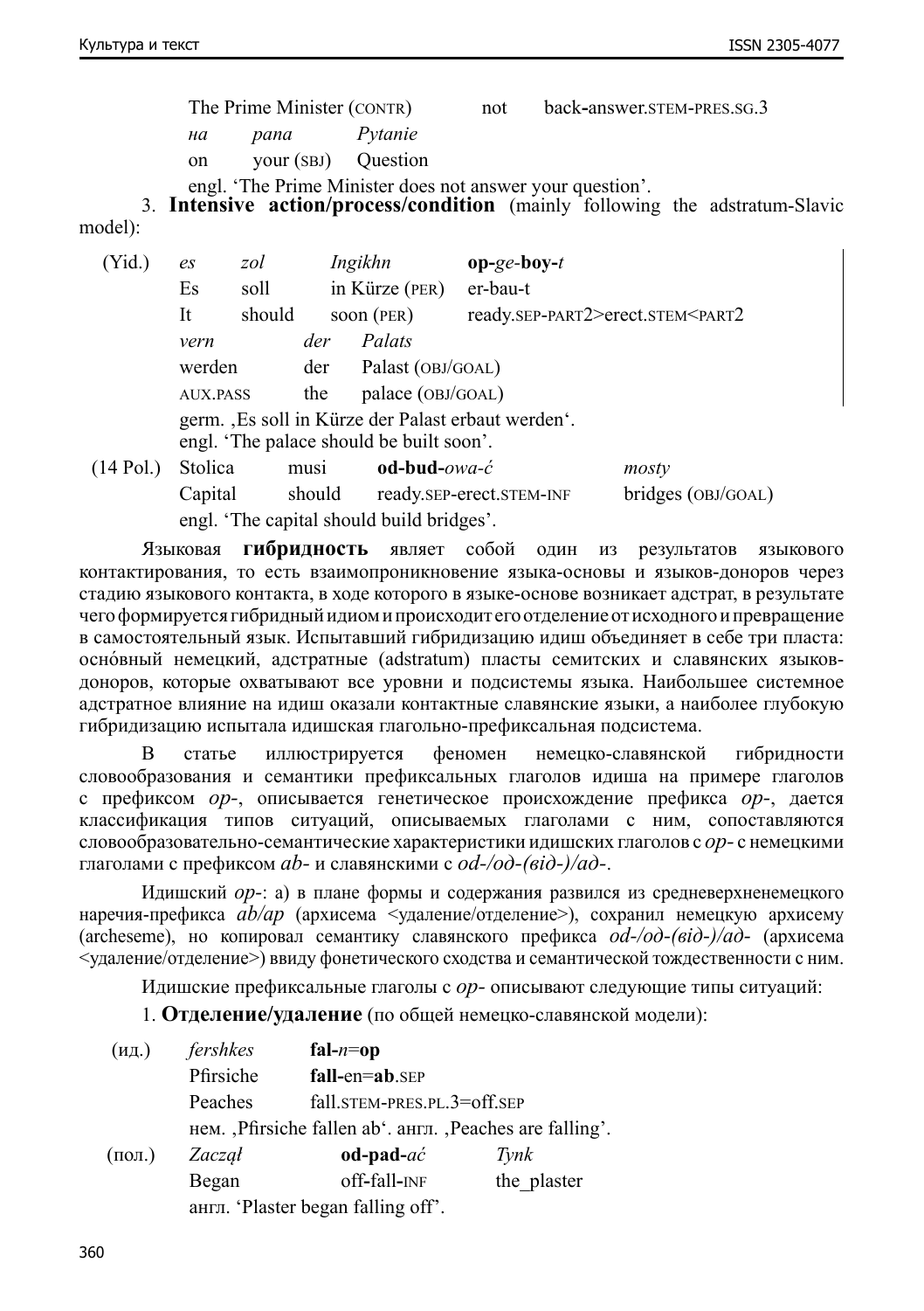The Prime Minister (CONTR) not back-answer.STEM-PRES.SG.3
*на* *рапа* *Pytanie*
on your (SBJ) Question
engl. 'The Prime Minister does not answer your question'.

3. **Intensive action/process/condition** (mainly following the adstratum-Slavic model):

| | | | | |
|---|---|---|---|---|
| (Yid.) | *es* | *zol* | *Ingikhn* | **op**-*ge*-**boy**-*t* |
| | Es | soll | in Kürze (PER) | er-bau-t |
| | It | should | soon (PER) | ready.SEP-PART2>erect.STEM<PART2 |
| | *vern* | *der* | *Palats* | |
| | werden | der | Palast (OBJ/GOAL) | |
| | AUX.PASS | the | palace (OBJ/GOAL) | |
| | germ. ‚Es soll in Kürze der Palast erbaut werden'. | | | |
| | engl. 'The palace should be built soon'. | | | |
| (14 Pol.) | Stolica | musi | **od-bud**-*owa-ć* | *mosty* |
| | Capital | should | ready.SEP-erect.STEM-INF | bridges (OBJ/GOAL) |
| | engl. 'The capital should build bridges'. | | | |

Языковая **гибридность** является собой один из результатов языкового контактирования, то есть взаимопроникновение языка-основы и языков-доноров через стадию языкового контакта, в ходе которого в языке-основе возникает адстрат, в результате чего формируется гибридный идиом и происходит его отделение от исходного и превращение в самостоятельный язык. Испытавший гибридизацию идиш объединяет в себе три пласта: оснóвный немецкий, адстратные (adstratum) пласты семитских и славянских языков-доноров, которые охватывают все уровни и подсистемы языка. Наибольшее системное адстратное влияние на идиш оказали контактные славянские языки, а наиболее глубокую гибридизацию испытала идишская глагольно-префиксальная подсистема.

В статье иллюстрируется феномен немецко-славянской гибридности словообразования и семантики префиксальных глаголов идиша на примере глаголов с префиксом *op-*, описывается генетическое происхождение префикса *op-*, дается классификация типов ситуаций, описываемых глаголами с ним, сопоставляются словообразовательно-семантические характеристики идишских глаголов с *op-* с немецкими глаголами с префиксом *ab-* и славянскими с *od-/од-(від-)/ад-*.

Идишский *op-*: а) в плане формы и содержания развился из средневерхненемецкого наречия-префикса *ab/ap* (архисема <удаление/отделение>), сохранил немецкую архисему (archeseme), но копировал семантику славянского префикса *od-/од-(від-)/ад-* (архисема <удаление/отделение>) ввиду фонетического сходства и семантической тождественности с ним.

Идишские префиксальные глаголы с *op-* описывают следующие типы ситуаций:

1. **Отделение/удаление** (по общей немецко-славянской модели):

| | | | |
|---|---|---|---|
| (ид.) | *fershkes* | **fal**-*n*=**op** | |
| | Pfirsiche | **fall**-en=**ab**.SEP | |
| | Peaches | fall.STEM-PRES.PL.3=off.SEP | |
| | нем. ‚Pfirsiche fallen ab'. англ. ‚Peaches are falling'. | | |
| (пол.) | *Zaczął* | **od-pad**-*ać* | *Tynk* |
| | Began | off-fall-INF | the_plaster |
| | англ. 'Plaster began falling off'. | | |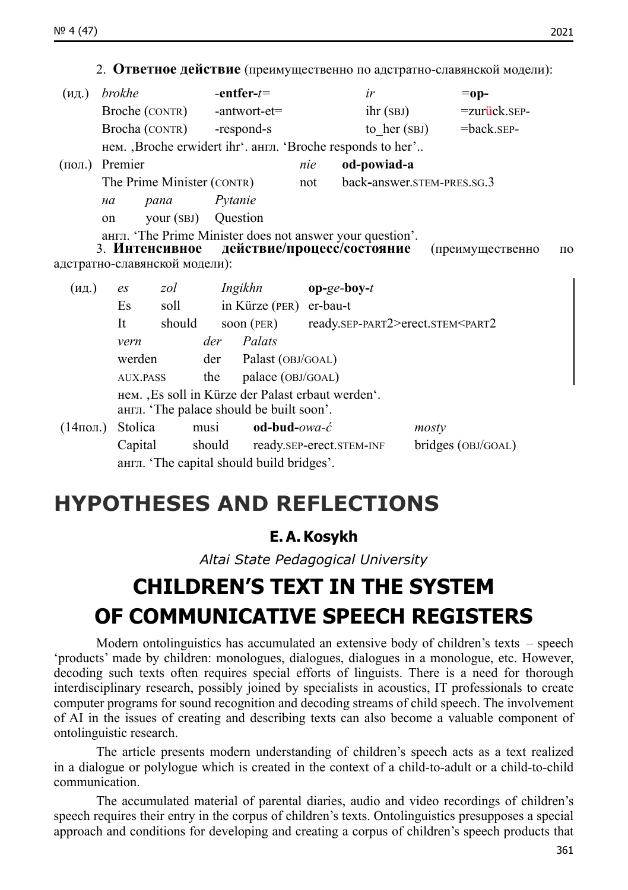2. **Ответное действие** (преимущественно по адстратно-славянской модели):

| | | | | |
|---|---|---|---|---|
| (ид.) | *brokhe* | -**entfer**-*t*= | *ir* | =**op-** |
| | Broche (CONTR) | -antwort-et= | ihr (SBJ) | =zurück.SEP- |
| | Brocha (CONTR) | -respond-s | to_her (SBJ) | =back.SEP- |

нем. ‚Broche erwidert ihr'. англ. 'Broche responds to her'..

| | | | |
|---|---|---|---|
| (пол.) | Premier | *nie* | **od-powiad-a** |
| | The Prime Minister (CONTR) | not | back-answer.STEM-PRES.SG.3 |

| | |
|---|---|
| *na* *pana* | *Pytanie* |
| on your (SBJ) | Question |

англ. 'The Prime Minister does not answer your question'.

3. **Интенсивное действие/процесс/состояние** (преимущественно по адстратно-славянской модели):

| | | | | |
|---|---|---|---|---|
| (ид.) | *es* | *zol* | *Ingikhn* | **op-***ge*-**boy**-*t* |
| | Es | soll | in Kürze (PER) | er-bau-t |
| | It | should | soon (PER) | ready.SEP-PART2>erect.STEM<PART2 |

| | |
|---|---|
| *vern* | *der* *Palats* |
| werden | der Palast (OBJ/GOAL) |
| AUX.PASS | the palace (OBJ/GOAL) |

нем. ‚Es soll in Kürze der Palast erbaut werden'.
англ. 'The palace should be built soon'.

| | | | | |
|---|---|---|---|---|
| (14пол.) | Stolica | musi | **od-bud**-*owa-ć* | *mosty* |
| | Capital | should | ready.SEP-erect.STEM-INF | bridges (OBJ/GOAL) |

англ. 'The capital should build bridges'.

# HYPOTHESES AND REFLECTIONS

**E. A. Kosykh**

*Altai State Pedagogical University*

## CHILDREN'S TEXT IN THE SYSTEM OF COMMUNICATIVE SPEECH REGISTERS

Modern ontolinguistics has accumulated an extensive body of children's texts – speech 'products' made by children: monologues, dialogues, dialogues in a monologue, etc. However, decoding such texts often requires special efforts of linguists. There is a need for thorough interdisciplinary research, possibly joined by specialists in acoustics, IT professionals to create computer programs for sound recognition and decoding streams of child speech. The involvement of AI in the issues of creating and describing texts can also become a valuable component of ontolinguistic research.

The article presents modern understanding of children's speech acts as a text realized in a dialogue or polylogue which is created in the context of a child-to-adult or a child-to-child communication.

The accumulated material of parental diaries, audio and video recordings of children's speech requires their entry in the corpus of children's texts. Ontolinguistics presupposes a special approach and conditions for developing and creating a corpus of children's speech products that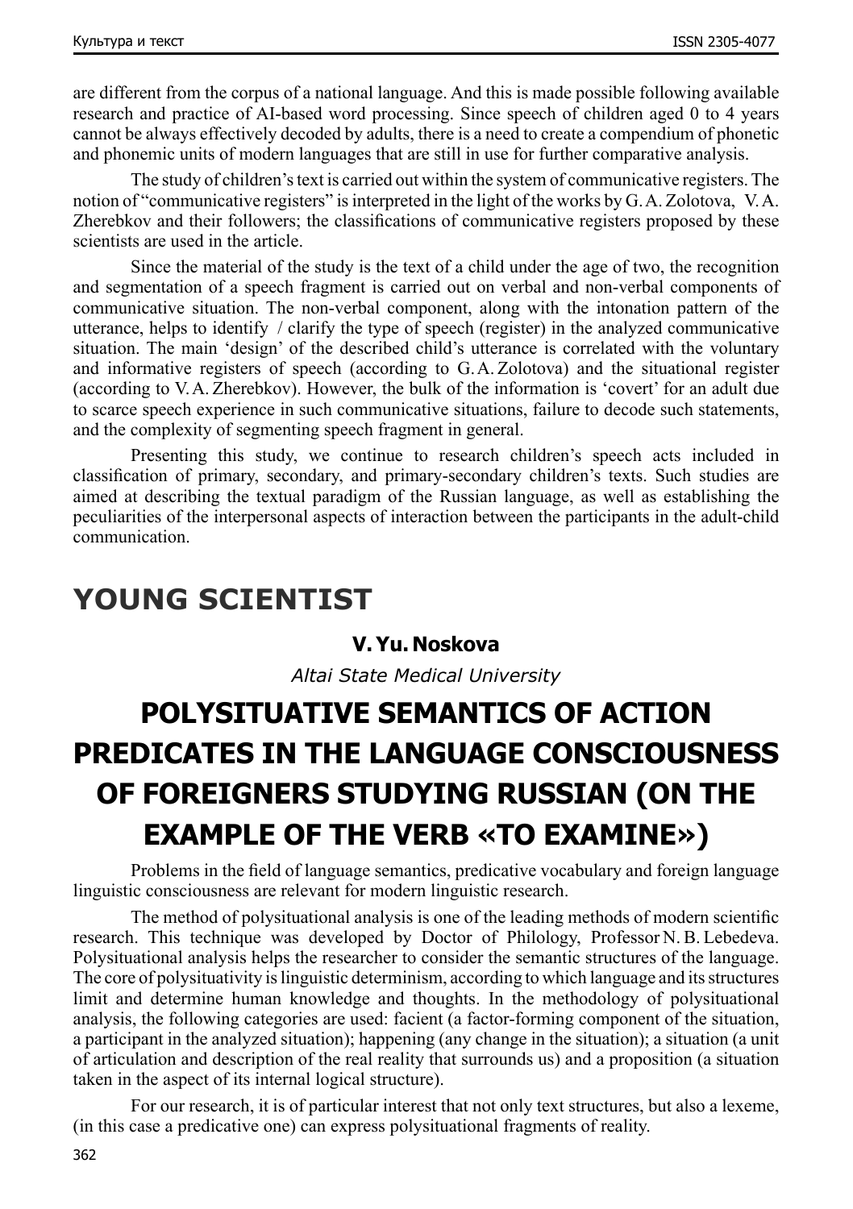are different from the corpus of a national language. And this is made possible following available research and practice of AI-based word processing. Since speech of children aged 0 to 4 years cannot be always effectively decoded by adults, there is a need to create a compendium of phonetic and phonemic units of modern languages that are still in use for further comparative analysis.

The study of children's text is carried out within the system of communicative registers. The notion of "communicative registers" is interpreted in the light of the works by G. A. Zolotova, V. A. Zherebkov and their followers; the classifications of communicative registers proposed by these scientists are used in the article.

Since the material of the study is the text of a child under the age of two, the recognition and segmentation of a speech fragment is carried out on verbal and non-verbal components of communicative situation. The non-verbal component, along with the intonation pattern of the utterance, helps to identify / clarify the type of speech (register) in the analyzed communicative situation. The main 'design' of the described child's utterance is correlated with the voluntary and informative registers of speech (according to G. A. Zolotova) and the situational register (according to V. A. Zherebkov). However, the bulk of the information is 'covert' for an adult due to scarce speech experience in such communicative situations, failure to decode such statements, and the complexity of segmenting speech fragment in general.

Presenting this study, we continue to research children's speech acts included in classification of primary, secondary, and primary-secondary children's texts. Such studies are aimed at describing the textual paradigm of the Russian language, as well as establishing the peculiarities of the interpersonal aspects of interaction between the participants in the adult-child communication.

# YOUNG SCIENTIST

**V. Yu. Noskova**

*Altai State Medical University*

## POLYSITUATIVE SEMANTICS OF ACTION PREDICATES IN THE LANGUAGE CONSCIOUSNESS OF FOREIGNERS STUDYING RUSSIAN (ON THE EXAMPLE OF THE VERB «TO EXAMINE»)

Problems in the field of language semantics, predicative vocabulary and foreign language linguistic consciousness are relevant for modern linguistic research.

The method of polysituational analysis is one of the leading methods of modern scientific research. This technique was developed by Doctor of Philology, Professor N. B. Lebedeva. Polysituational analysis helps the researcher to consider the semantic structures of the language. The core of polysituativity is linguistic determinism, according to which language and its structures limit and determine human knowledge and thoughts. In the methodology of polysituational analysis, the following categories are used: facient (a factor-forming component of the situation, a participant in the analyzed situation); happening (any change in the situation); a situation (a unit of articulation and description of the real reality that surrounds us) and a proposition (a situation taken in the aspect of its internal logical structure).

For our research, it is of particular interest that not only text structures, but also a lexeme, (in this case a predicative one) can express polysituational fragments of reality.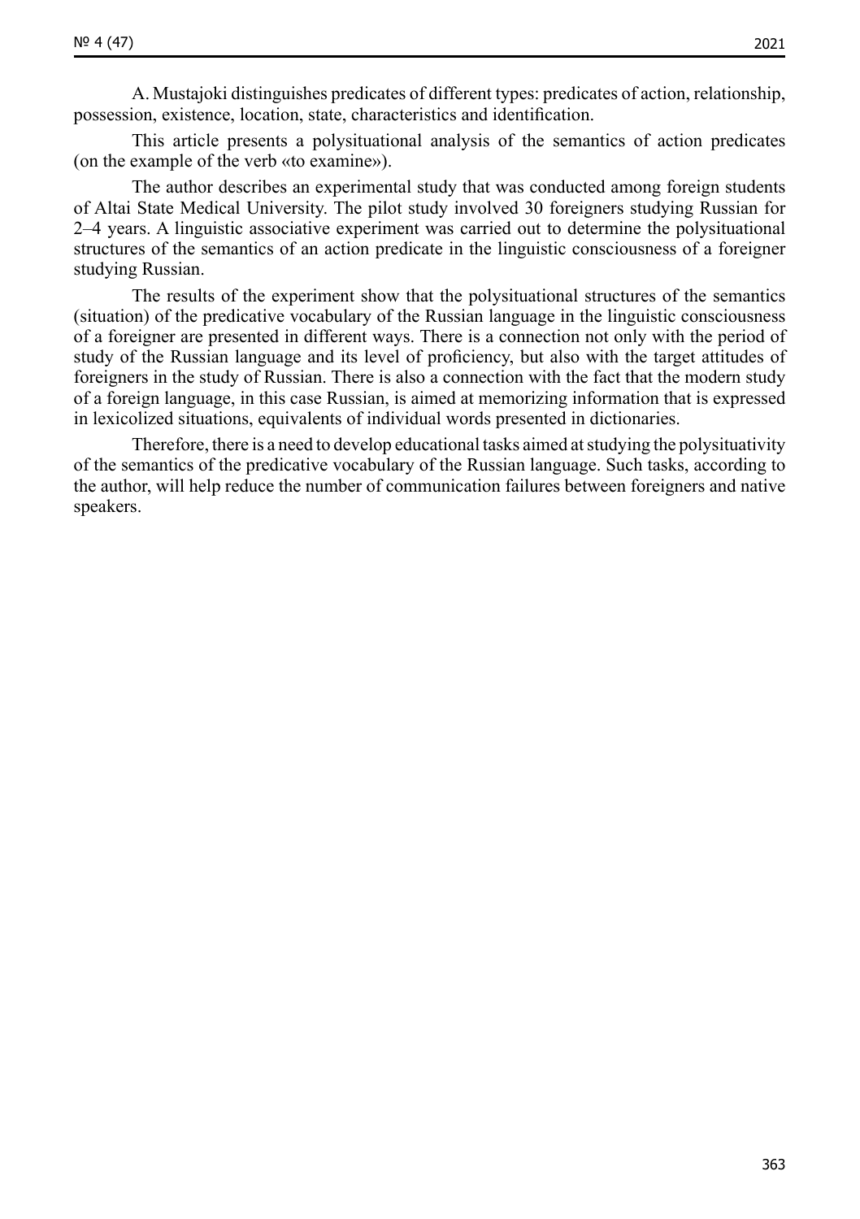A. Mustajoki distinguishes predicates of different types: predicates of action, relationship, possession, existence, location, state, characteristics and identification.

This article presents a polysituational analysis of the semantics of action predicates (on the example of the verb «to examine»).

The author describes an experimental study that was conducted among foreign students of Altai State Medical University. The pilot study involved 30 foreigners studying Russian for 2–4 years. A linguistic associative experiment was carried out to determine the polysituational structures of the semantics of an action predicate in the linguistic consciousness of a foreigner studying Russian.

The results of the experiment show that the polysituational structures of the semantics (situation) of the predicative vocabulary of the Russian language in the linguistic consciousness of a foreigner are presented in different ways. There is a connection not only with the period of study of the Russian language and its level of proficiency, but also with the target attitudes of foreigners in the study of Russian. There is also a connection with the fact that the modern study of a foreign language, in this case Russian, is aimed at memorizing information that is expressed in lexicolized situations, equivalents of individual words presented in dictionaries.

Therefore, there is a need to develop educational tasks aimed at studying the polysituativity of the semantics of the predicative vocabulary of the Russian language. Such tasks, according to the author, will help reduce the number of communication failures between foreigners and native speakers.